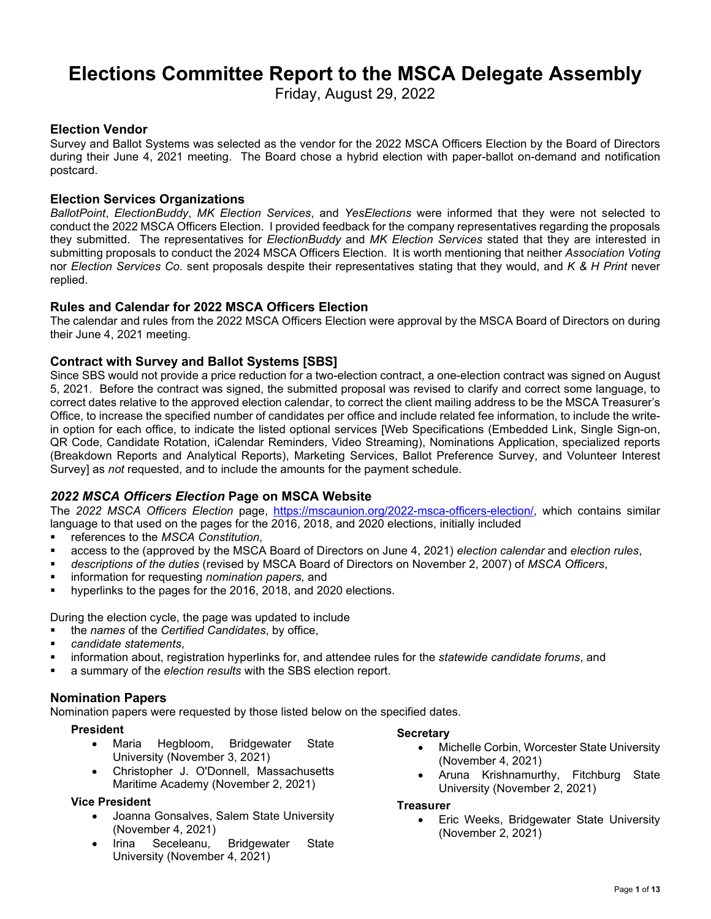# Elections Committee Report to the MSCA Delegate Assembly

Friday, August 29, 2022

## Election Vendor

Survey and Ballot Systems was selected as the vendor for the 2022 MSCA Officers Election by the Board of Directors during their June 4, 2021 meeting. The Board chose a hybrid election with paper-ballot on-demand and notification postcard.

## Election Services Organizations

*BallotPoint*, *ElectionBuddy*, *MK Election Services*, and *YesElections* were informed that they were not selected to conduct the 2022 MSCA Officers Election. I provided feedback for the company representatives regarding the proposals they submitted. The representatives for *ElectionBuddy* and *MK Election Services* stated that they are interested in submitting proposals to conduct the 2024 MSCA Officers Election. It is worth mentioning that neither *Association Voting* nor *Election Services Co*. sent proposals despite their representatives stating that they would, and *K & H Print* never replied.

## Rules and Calendar for 2022 MSCA Officers Election

The calendar and rules from the 2022 MSCA Officers Election were approval by the MSCA Board of Directors on during their June 4, 2021 meeting.

## Contract with Survey and Ballot Systems [SBS]

Since SBS would not provide a price reduction for a two-election contract, a one-election contract was signed on August 5, 2021. Before the contract was signed, the submitted proposal was revised to clarify and correct some language, to correct dates relative to the approved election calendar, to correct the client mailing address to be the MSCA Treasurer's Office, to increase the specified number of candidates per office and include related fee information, to include the write-in option for each office, to indicate the listed optional services [Web Specifications (Embedded Link, Single Sign-on, QR Code, Candidate Rotation, iCalendar Reminders, Video Streaming), Nominations Application, specialized reports (Breakdown Reports and Analytical Reports), Marketing Services, Ballot Preference Survey, and Volunteer Interest Survey] as *not* requested, and to include the amounts for the payment schedule.

## *2022 MSCA Officers Election* Page on MSCA Website

The *2022 MSCA Officers Election* page, https://mscaunion.org/2022-msca-officers-election/, which contains similar language to that used on the pages for the 2016, 2018, and 2020 elections, initially included

- references to the *MSCA Constitution*,
- access to the (approved by the MSCA Board of Directors on June 4, 2021) *election calendar* and *election rules*,
- *descriptions of the duties* (revised by MSCA Board of Directors on November 2, 2007) of *MSCA Officers*,
- information for requesting *nomination papers,* and
- hyperlinks to the pages for the 2016, 2018, and 2020 elections.

During the election cycle, the page was updated to include

- the *names* of the *Certified Candidates*, by office,
- *candidate statements*,
- information about, registration hyperlinks for, and attendee rules for the *statewide candidate forums*, and
- a summary of the *election results* with the SBS election report.

## Nomination Papers

Nomination papers were requested by those listed below on the specified dates.

**President**

- Maria Hegbloom, Bridgewater State University (November 3, 2021)
- Christopher J. O'Donnell, Massachusetts Maritime Academy (November 2, 2021)

**Vice President**

- Joanna Gonsalves, Salem State University (November 4, 2021)
- Irina Seceleanu, Bridgewater State University (November 4, 2021)

**Secretary**

- Michelle Corbin, Worcester State University (November 4, 2021)
- Aruna Krishnamurthy, Fitchburg State University (November 2, 2021)

**Treasurer**

- Eric Weeks, Bridgewater State University (November 2, 2021)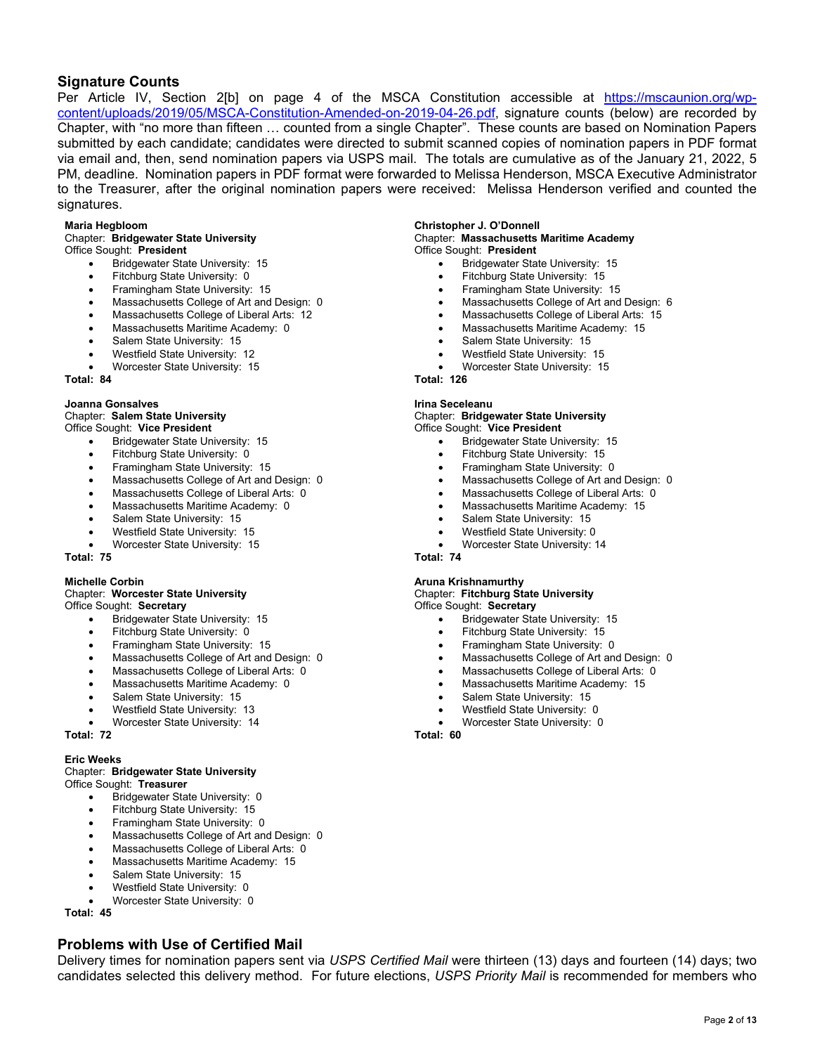## Signature Counts

Per Article IV, Section 2[b] on page 4 of the MSCA Constitution accessible at https://mscaunion.org/wp-content/uploads/2019/05/MSCA-Constitution-Amended-on-2019-04-26.pdf, signature counts (below) are recorded by Chapter, with "no more than fifteen … counted from a single Chapter". These counts are based on Nomination Papers submitted by each candidate; candidates were directed to submit scanned copies of nomination papers in PDF format via email and, then, send nomination papers via USPS mail. The totals are cumulative as of the January 21, 2022, 5 PM, deadline. Nomination papers in PDF format were forwarded to Melissa Henderson, MSCA Executive Administrator to the Treasurer, after the original nomination papers were received: Melissa Henderson verified and counted the signatures.

**Maria Hegbloom**
Chapter: **Bridgewater State University**
Office Sought: **President**

- Bridgewater State University: 15
- Fitchburg State University: 0
- Framingham State University: 15
- Massachusetts College of Art and Design: 0
- Massachusetts College of Liberal Arts: 12
- Massachusetts Maritime Academy: 0
- Salem State University: 15
- Westfield State University: 12
- Worcester State University: 15

**Total: 84**

**Christopher J. O'Donnell**
Chapter: **Massachusetts Maritime Academy**
Office Sought: **President**

- Bridgewater State University: 15
- Fitchburg State University: 15
- Framingham State University: 15
- Massachusetts College of Art and Design: 6
- Massachusetts College of Liberal Arts: 15
- Massachusetts Maritime Academy: 15
- Salem State University: 15
- Westfield State University: 15
- Worcester State University: 15

**Total: 126**

**Joanna Gonsalves**
Chapter: **Salem State University**
Office Sought: **Vice President**

- Bridgewater State University: 15
- Fitchburg State University: 0
- Framingham State University: 15
- Massachusetts College of Art and Design: 0
- Massachusetts College of Liberal Arts: 0
- Massachusetts Maritime Academy: 0
- Salem State University: 15
- Westfield State University: 15
- Worcester State University: 15

**Total: 75**

**Irina Seceleanu**
Chapter: **Bridgewater State University**
Office Sought: **Vice President**

- Bridgewater State University: 15
- Fitchburg State University: 15
- Framingham State University: 0
- Massachusetts College of Art and Design: 0
- Massachusetts College of Liberal Arts: 0
- Massachusetts Maritime Academy: 15
- Salem State University: 15
- Westfield State University: 0
- Worcester State University: 14

**Total: 74**

**Michelle Corbin**
Chapter: **Worcester State University**
Office Sought: **Secretary**

- Bridgewater State University: 15
- Fitchburg State University: 0
- Framingham State University: 15
- Massachusetts College of Art and Design: 0
- Massachusetts College of Liberal Arts: 0
- Massachusetts Maritime Academy: 0
- Salem State University: 15
- Westfield State University: 13
- Worcester State University: 14

**Total: 72**

**Aruna Krishnamurthy**
Chapter: **Fitchburg State University**
Office Sought: **Secretary**

- Bridgewater State University: 15
- Fitchburg State University: 15
- Framingham State University: 0
- Massachusetts College of Art and Design: 0
- Massachusetts College of Liberal Arts: 0
- Massachusetts Maritime Academy: 15
- Salem State University: 15
- Westfield State University: 0
- Worcester State University: 0

**Total: 60**

**Eric Weeks**
Chapter: **Bridgewater State University**
Office Sought: **Treasurer**

- Bridgewater State University: 0
- Fitchburg State University: 15
- Framingham State University: 0
- Massachusetts College of Art and Design: 0
- Massachusetts College of Liberal Arts: 0
- Massachusetts Maritime Academy: 15
- Salem State University: 15
- Westfield State University: 0
- Worcester State University: 0

**Total: 45**

## Problems with Use of Certified Mail

Delivery times for nomination papers sent via *USPS Certified Mail* were thirteen (13) days and fourteen (14) days; two candidates selected this delivery method. For future elections, *USPS Priority Mail* is recommended for members who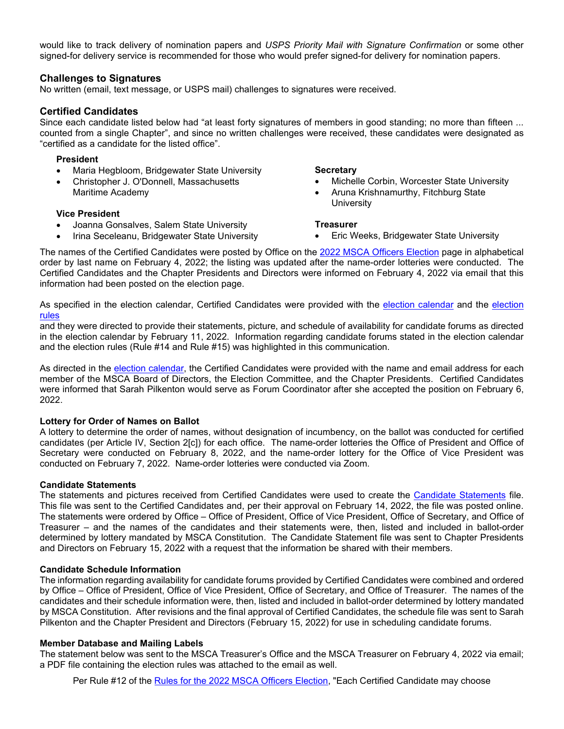would like to track delivery of nomination papers and *USPS Priority Mail with Signature Confirmation* or some other signed-for delivery service is recommended for those who would prefer signed-for delivery for nomination papers.

### Challenges to Signatures

No written (email, text message, or USPS mail) challenges to signatures were received.

### Certified Candidates

Since each candidate listed below had "at least forty signatures of members in good standing; no more than fifteen ... counted from a single Chapter", and since no written challenges were received, these candidates were designated as "certified as a candidate for the listed office".

**President**

- Maria Hegbloom, Bridgewater State University
- Christopher J. O'Donnell, Massachusetts Maritime Academy

**Vice President**

- Joanna Gonsalves, Salem State University
- Irina Seceleanu, Bridgewater State University

**Secretary**

- Michelle Corbin, Worcester State University
- Aruna Krishnamurthy, Fitchburg State University

**Treasurer**

- Eric Weeks, Bridgewater State University

The names of the Certified Candidates were posted by Office on the 2022 MSCA Officers Election page in alphabetical order by last name on February 4, 2022; the listing was updated after the name-order lotteries were conducted. The Certified Candidates and the Chapter Presidents and Directors were informed on February 4, 2022 via email that this information had been posted on the election page.

As specified in the election calendar, Certified Candidates were provided with the election calendar and the election rules
and they were directed to provide their statements, picture, and schedule of availability for candidate forums as directed in the election calendar by February 11, 2022. Information regarding candidate forums stated in the election calendar and the election rules (Rule #14 and Rule #15) was highlighted in this communication.

As directed in the election calendar, the Certified Candidates were provided with the name and email address for each member of the MSCA Board of Directors, the Election Committee, and the Chapter Presidents. Certified Candidates were informed that Sarah Pilkenton would serve as Forum Coordinator after she accepted the position on February 6, 2022.

**Lottery for Order of Names on Ballot**

A lottery to determine the order of names, without designation of incumbency, on the ballot was conducted for certified candidates (per Article IV, Section 2[c]) for each office. The name-order lotteries the Office of President and Office of Secretary were conducted on February 8, 2022, and the name-order lottery for the Office of Vice President was conducted on February 7, 2022. Name-order lotteries were conducted via Zoom.

**Candidate Statements**

The statements and pictures received from Certified Candidates were used to create the Candidate Statements file. This file was sent to the Certified Candidates and, per their approval on February 14, 2022, the file was posted online. The statements were ordered by Office – Office of President, Office of Vice President, Office of Secretary, and Office of Treasurer – and the names of the candidates and their statements were, then, listed and included in ballot-order determined by lottery mandated by MSCA Constitution. The Candidate Statement file was sent to Chapter Presidents and Directors on February 15, 2022 with a request that the information be shared with their members.

**Candidate Schedule Information**

The information regarding availability for candidate forums provided by Certified Candidates were combined and ordered by Office – Office of President, Office of Vice President, Office of Secretary, and Office of Treasurer. The names of the candidates and their schedule information were, then, listed and included in ballot-order determined by lottery mandated by MSCA Constitution. After revisions and the final approval of Certified Candidates, the schedule file was sent to Sarah Pilkenton and the Chapter President and Directors (February 15, 2022) for use in scheduling candidate forums.

**Member Database and Mailing Labels**

The statement below was sent to the MSCA Treasurer's Office and the MSCA Treasurer on February 4, 2022 via email; a PDF file containing the election rules was attached to the email as well.

> Per Rule #12 of the Rules for the 2022 MSCA Officers Election, "Each Certified Candidate may choose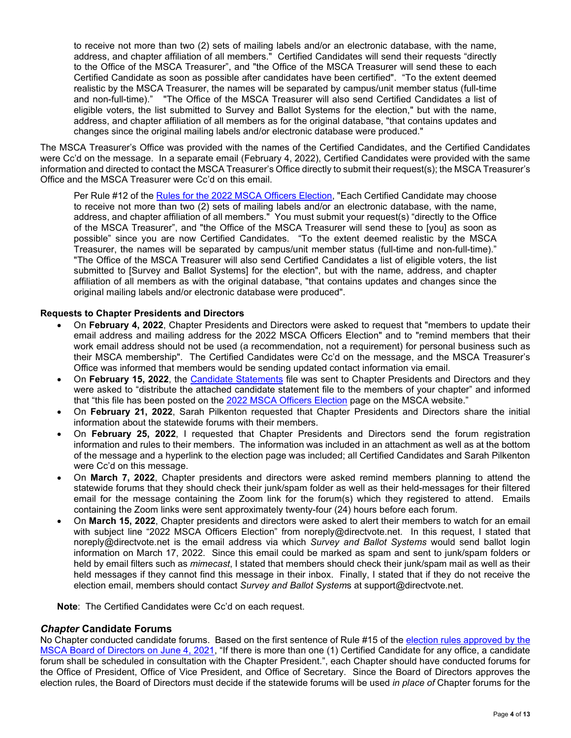> to receive not more than two (2) sets of mailing labels and/or an electronic database, with the name, address, and chapter affiliation of all members." Certified Candidates will send their requests "directly to the Office of the MSCA Treasurer", and "the Office of the MSCA Treasurer will send these to each Certified Candidate as soon as possible after candidates have been certified". "To the extent deemed realistic by the MSCA Treasurer, the names will be separated by campus/unit member status (full-time and non-full-time)." "The Office of the MSCA Treasurer will also send Certified Candidates a list of eligible voters, the list submitted to Survey and Ballot Systems for the election," but with the name, address, and chapter affiliation of all members as for the original database, "that contains updates and changes since the original mailing labels and/or electronic database were produced."

The MSCA Treasurer's Office was provided with the names of the Certified Candidates, and the Certified Candidates were Cc'd on the message. In a separate email (February 4, 2022), Certified Candidates were provided with the same information and directed to contact the MSCA Treasurer's Office directly to submit their request(s); the MSCA Treasurer's Office and the MSCA Treasurer were Cc'd on this email.

> Per Rule #12 of the Rules for the 2022 MSCA Officers Election, "Each Certified Candidate may choose to receive not more than two (2) sets of mailing labels and/or an electronic database, with the name, address, and chapter affiliation of all members." You must submit your request(s) "directly to the Office of the MSCA Treasurer", and "the Office of the MSCA Treasurer will send these to [you] as soon as possible" since you are now Certified Candidates. "To the extent deemed realistic by the MSCA Treasurer, the names will be separated by campus/unit member status (full-time and non-full-time)." "The Office of the MSCA Treasurer will also send Certified Candidates a list of eligible voters, the list submitted to [Survey and Ballot Systems] for the election", but with the name, address, and chapter affiliation of all members as with the original database, "that contains updates and changes since the original mailing labels and/or electronic database were produced".

**Requests to Chapter Presidents and Directors**

- On **February 4, 2022**, Chapter Presidents and Directors were asked to request that "members to update their email address and mailing address for the 2022 MSCA Officers Election" and to "remind members that their work email address should not be used (a recommendation, not a requirement) for personal business such as their MSCA membership". The Certified Candidates were Cc'd on the message, and the MSCA Treasurer's Office was informed that members would be sending updated contact information via email.
- On **February 15, 2022**, the Candidate Statements file was sent to Chapter Presidents and Directors and they were asked to "distribute the attached candidate statement file to the members of your chapter" and informed that "this file has been posted on the 2022 MSCA Officers Election page on the MSCA website."
- On **February 21, 2022**, Sarah Pilkenton requested that Chapter Presidents and Directors share the initial information about the statewide forums with their members.
- On **February 25, 2022**, I requested that Chapter Presidents and Directors send the forum registration information and rules to their members. The information was included in an attachment as well as at the bottom of the message and a hyperlink to the election page was included; all Certified Candidates and Sarah Pilkenton were Cc'd on this message.
- On **March 7, 2022**, Chapter presidents and directors were asked remind members planning to attend the statewide forums that they should check their junk/spam folder as well as their held-messages for their filtered email for the message containing the Zoom link for the forum(s) which they registered to attend. Emails containing the Zoom links were sent approximately twenty-four (24) hours before each forum.
- On **March 15, 2022**, Chapter presidents and directors were asked to alert their members to watch for an email with subject line "2022 MSCA Officers Election" from noreply@directvote.net. In this request, I stated that noreply@directvote.net is the email address via which *Survey and Ballot Systems* would send ballot login information on March 17, 2022. Since this email could be marked as spam and sent to junk/spam folders or held by email filters such as *mimecast*, I stated that members should check their junk/spam mail as well as their held messages if they cannot find this message in their inbox. Finally, I stated that if they do not receive the election email, members should contact *Survey and Ballot System*s at support@directvote.net.

**Note**: The Certified Candidates were Cc'd on each request.

## *Chapter* Candidate Forums

No Chapter conducted candidate forums. Based on the first sentence of Rule #15 of the election rules approved by the MSCA Board of Directors on June 4, 2021, "If there is more than one (1) Certified Candidate for any office, a candidate forum shall be scheduled in consultation with the Chapter President.", each Chapter should have conducted forums for the Office of President, Office of Vice President, and Office of Secretary. Since the Board of Directors approves the election rules, the Board of Directors must decide if the statewide forums will be used *in place of* Chapter forums for the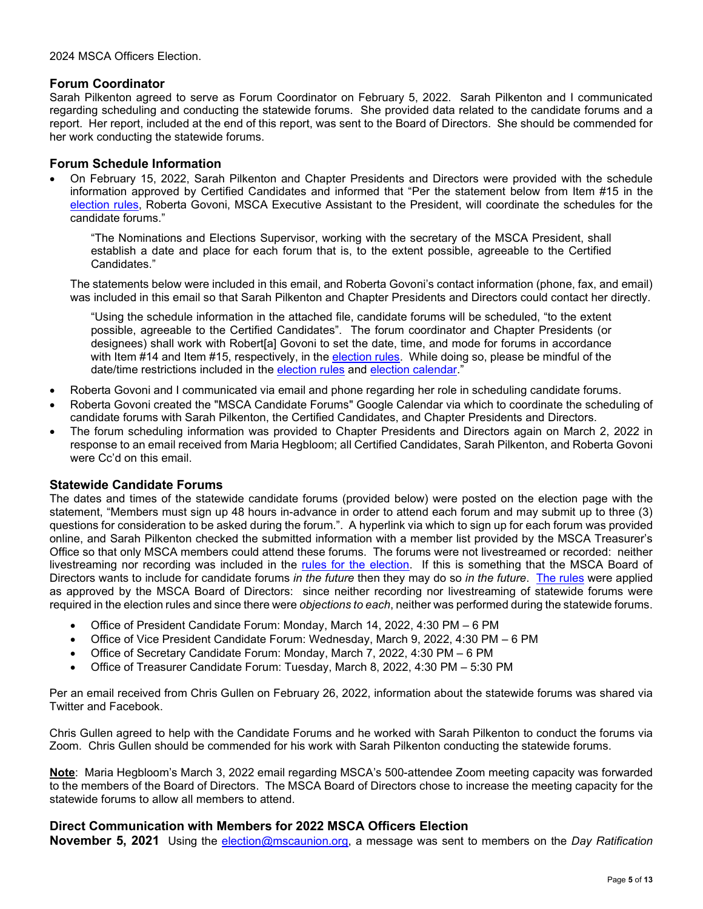2024 MSCA Officers Election.

## Forum Coordinator

Sarah Pilkenton agreed to serve as Forum Coordinator on February 5, 2022. Sarah Pilkenton and I communicated regarding scheduling and conducting the statewide forums. She provided data related to the candidate forums and a report. Her report, included at the end of this report, was sent to the Board of Directors. She should be commended for her work conducting the statewide forums.

## Forum Schedule Information

- On February 15, 2022, Sarah Pilkenton and Chapter Presidents and Directors were provided with the schedule information approved by Certified Candidates and informed that "Per the statement below from Item #15 in the election rules, Roberta Govoni, MSCA Executive Assistant to the President, will coordinate the schedules for the candidate forums."

  "The Nominations and Elections Supervisor, working with the secretary of the MSCA President, shall establish a date and place for each forum that is, to the extent possible, agreeable to the Certified Candidates."

  The statements below were included in this email, and Roberta Govoni's contact information (phone, fax, and email) was included in this email so that Sarah Pilkenton and Chapter Presidents and Directors could contact her directly.

  "Using the schedule information in the attached file, candidate forums will be scheduled, "to the extent possible, agreeable to the Certified Candidates". The forum coordinator and Chapter Presidents (or designees) shall work with Robert[a] Govoni to set the date, time, and mode for forums in accordance with Item #14 and Item #15, respectively, in the election rules. While doing so, please be mindful of the date/time restrictions included in the election rules and election calendar."

- Roberta Govoni and I communicated via email and phone regarding her role in scheduling candidate forums.
- Roberta Govoni created the "MSCA Candidate Forums" Google Calendar via which to coordinate the scheduling of candidate forums with Sarah Pilkenton, the Certified Candidates, and Chapter Presidents and Directors.
- The forum scheduling information was provided to Chapter Presidents and Directors again on March 2, 2022 in response to an email received from Maria Hegbloom; all Certified Candidates, Sarah Pilkenton, and Roberta Govoni were Cc'd on this email.

## Statewide Candidate Forums

The dates and times of the statewide candidate forums (provided below) were posted on the election page with the statement, "Members must sign up 48 hours in-advance in order to attend each forum and may submit up to three (3) questions for consideration to be asked during the forum.". A hyperlink via which to sign up for each forum was provided online, and Sarah Pilkenton checked the submitted information with a member list provided by the MSCA Treasurer's Office so that only MSCA members could attend these forums. The forums were not livestreamed or recorded: neither livestreaming nor recording was included in the rules for the election. If this is something that the MSCA Board of Directors wants to include for candidate forums *in the future* then they may do so *in the future*. The rules were applied as approved by the MSCA Board of Directors: since neither recording nor livestreaming of statewide forums were required in the election rules and since there were *objections to each*, neither was performed during the statewide forums.

- Office of President Candidate Forum: Monday, March 14, 2022, 4:30 PM – 6 PM
- Office of Vice President Candidate Forum: Wednesday, March 9, 2022, 4:30 PM – 6 PM
- Office of Secretary Candidate Forum: Monday, March 7, 2022, 4:30 PM – 6 PM
- Office of Treasurer Candidate Forum: Tuesday, March 8, 2022, 4:30 PM – 5:30 PM

Per an email received from Chris Gullen on February 26, 2022, information about the statewide forums was shared via Twitter and Facebook.

Chris Gullen agreed to help with the Candidate Forums and he worked with Sarah Pilkenton to conduct the forums via Zoom. Chris Gullen should be commended for his work with Sarah Pilkenton conducting the statewide forums.

**Note**: Maria Hegbloom's March 3, 2022 email regarding MSCA's 500-attendee Zoom meeting capacity was forwarded to the members of the Board of Directors. The MSCA Board of Directors chose to increase the meeting capacity for the statewide forums to allow all members to attend.

## Direct Communication with Members for 2022 MSCA Officers Election

**November 5, 2021** Using the election@mscaunion.org, a message was sent to members on the *Day Ratification*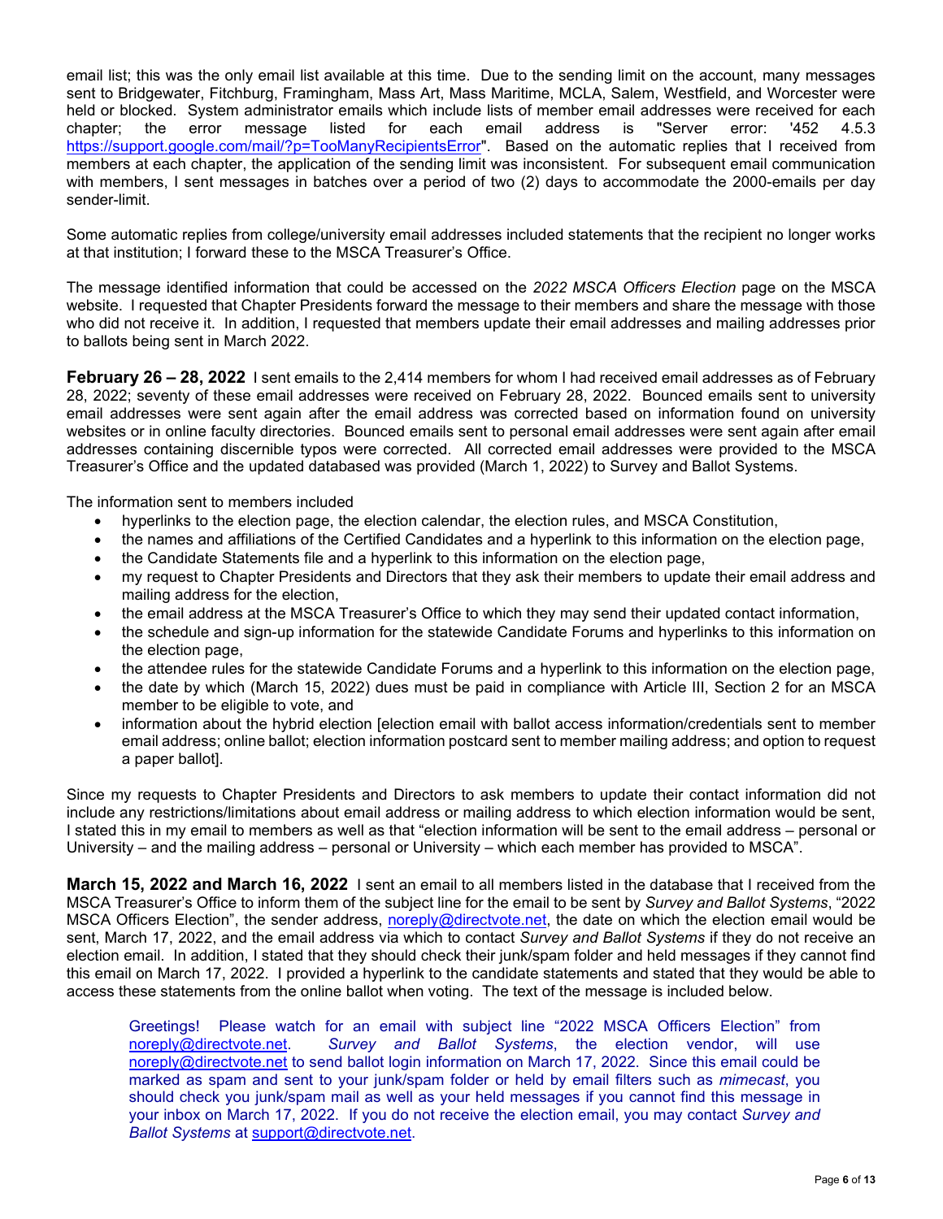email list; this was the only email list available at this time. Due to the sending limit on the account, many messages sent to Bridgewater, Fitchburg, Framingham, Mass Art, Mass Maritime, MCLA, Salem, Westfield, and Worcester were held or blocked. System administrator emails which include lists of member email addresses were received for each chapter; the error message listed for each email address is "Server error: '452 4.5.3 https://support.google.com/mail/?p=TooManyRecipientsError". Based on the automatic replies that I received from members at each chapter, the application of the sending limit was inconsistent. For subsequent email communication with members, I sent messages in batches over a period of two (2) days to accommodate the 2000-emails per day sender-limit.

Some automatic replies from college/university email addresses included statements that the recipient no longer works at that institution; I forward these to the MSCA Treasurer's Office.

The message identified information that could be accessed on the *2022 MSCA Officers Election* page on the MSCA website. I requested that Chapter Presidents forward the message to their members and share the message with those who did not receive it. In addition, I requested that members update their email addresses and mailing addresses prior to ballots being sent in March 2022.

**February 26 – 28, 2022** I sent emails to the 2,414 members for whom I had received email addresses as of February 28, 2022; seventy of these email addresses were received on February 28, 2022. Bounced emails sent to university email addresses were sent again after the email address was corrected based on information found on university websites or in online faculty directories. Bounced emails sent to personal email addresses were sent again after email addresses containing discernible typos were corrected. All corrected email addresses were provided to the MSCA Treasurer's Office and the updated databased was provided (March 1, 2022) to Survey and Ballot Systems.

The information sent to members included

- hyperlinks to the election page, the election calendar, the election rules, and MSCA Constitution,
- the names and affiliations of the Certified Candidates and a hyperlink to this information on the election page,
- the Candidate Statements file and a hyperlink to this information on the election page,
- my request to Chapter Presidents and Directors that they ask their members to update their email address and mailing address for the election,
- the email address at the MSCA Treasurer's Office to which they may send their updated contact information,
- the schedule and sign-up information for the statewide Candidate Forums and hyperlinks to this information on the election page,
- the attendee rules for the statewide Candidate Forums and a hyperlink to this information on the election page,
- the date by which (March 15, 2022) dues must be paid in compliance with Article III, Section 2 for an MSCA member to be eligible to vote, and
- information about the hybrid election [election email with ballot access information/credentials sent to member email address; online ballot; election information postcard sent to member mailing address; and option to request a paper ballot].

Since my requests to Chapter Presidents and Directors to ask members to update their contact information did not include any restrictions/limitations about email address or mailing address to which election information would be sent, I stated this in my email to members as well as that "election information will be sent to the email address – personal or University – and the mailing address – personal or University – which each member has provided to MSCA".

**March 15, 2022 and March 16, 2022** I sent an email to all members listed in the database that I received from the MSCA Treasurer's Office to inform them of the subject line for the email to be sent by *Survey and Ballot Systems*, "2022 MSCA Officers Election", the sender address, noreply@directvote.net, the date on which the election email would be sent, March 17, 2022, and the email address via which to contact *Survey and Ballot Systems* if they do not receive an election email. In addition, I stated that they should check their junk/spam folder and held messages if they cannot find this email on March 17, 2022. I provided a hyperlink to the candidate statements and stated that they would be able to access these statements from the online ballot when voting. The text of the message is included below.

> Greetings! Please watch for an email with subject line "2022 MSCA Officers Election" from noreply@directvote.net. *Survey and Ballot Systems*, the election vendor, will use noreply@directvote.net to send ballot login information on March 17, 2022. Since this email could be marked as spam and sent to your junk/spam folder or held by email filters such as *mimecast*, you should check you junk/spam mail as well as your held messages if you cannot find this message in your inbox on March 17, 2022. If you do not receive the election email, you may contact *Survey and Ballot Systems* at support@directvote.net.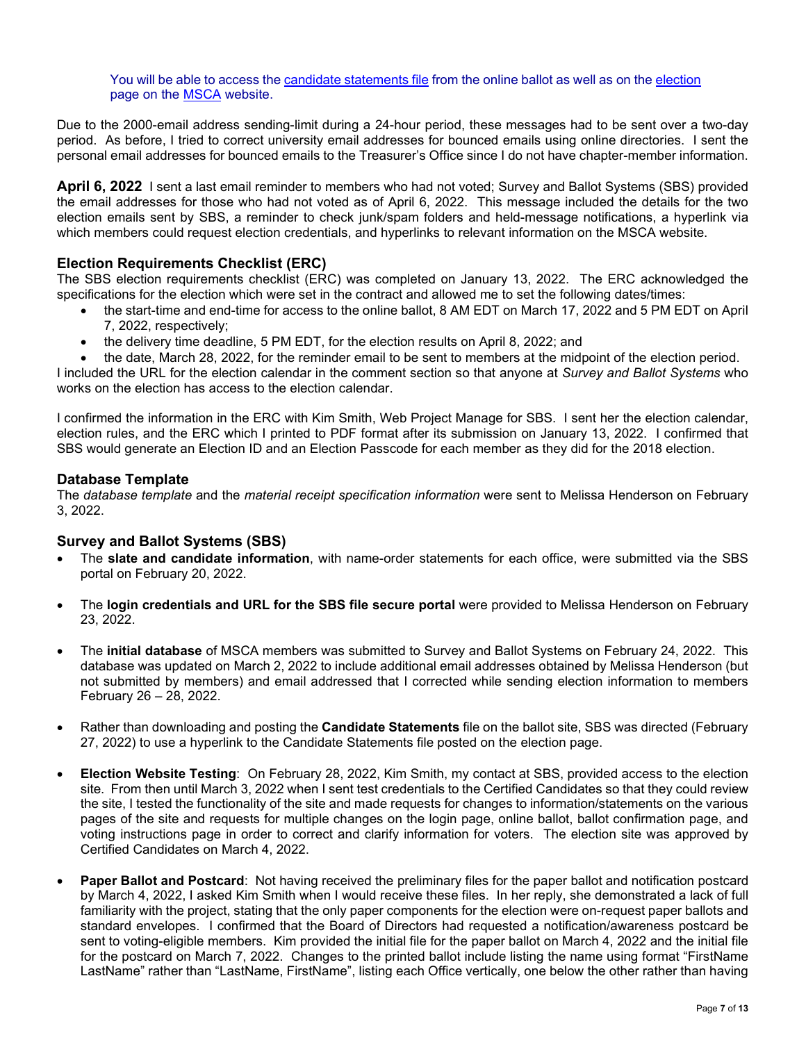You will be able to access the [candidate statements file](#) from the online ballot as well as on the [election](#) page on the [MSCA](#) website.

Due to the 2000-email address sending-limit during a 24-hour period, these messages had to be sent over a two-day period. As before, I tried to correct university email addresses for bounced emails using online directories. I sent the personal email addresses for bounced emails to the Treasurer's Office since I do not have chapter-member information.

**April 6, 2022** I sent a last email reminder to members who had not voted; Survey and Ballot Systems (SBS) provided the email addresses for those who had not voted as of April 6, 2022. This message included the details for the two election emails sent by SBS, a reminder to check junk/spam folders and held-message notifications, a hyperlink via which members could request election credentials, and hyperlinks to relevant information on the MSCA website.

## Election Requirements Checklist (ERC)

The SBS election requirements checklist (ERC) was completed on January 13, 2022. The ERC acknowledged the specifications for the election which were set in the contract and allowed me to set the following dates/times:

- the start-time and end-time for access to the online ballot, 8 AM EDT on March 17, 2022 and 5 PM EDT on April 7, 2022, respectively;
- the delivery time deadline, 5 PM EDT, for the election results on April 8, 2022; and
- the date, March 28, 2022, for the reminder email to be sent to members at the midpoint of the election period.

I included the URL for the election calendar in the comment section so that anyone at *Survey and Ballot Systems* who works on the election has access to the election calendar.

I confirmed the information in the ERC with Kim Smith, Web Project Manage for SBS. I sent her the election calendar, election rules, and the ERC which I printed to PDF format after its submission on January 13, 2022. I confirmed that SBS would generate an Election ID and an Election Passcode for each member as they did for the 2018 election.

## Database Template

The *database template* and the *material receipt specification information* were sent to Melissa Henderson on February 3, 2022.

## Survey and Ballot Systems (SBS)

- The **slate and candidate information**, with name-order statements for each office, were submitted via the SBS portal on February 20, 2022.

- The **login credentials and URL for the SBS file secure portal** were provided to Melissa Henderson on February 23, 2022.

- The **initial database** of MSCA members was submitted to Survey and Ballot Systems on February 24, 2022. This database was updated on March 2, 2022 to include additional email addresses obtained by Melissa Henderson (but not submitted by members) and email addressed that I corrected while sending election information to members February 26 – 28, 2022.

- Rather than downloading and posting the **Candidate Statements** file on the ballot site, SBS was directed (February 27, 2022) to use a hyperlink to the Candidate Statements file posted on the election page.

- **Election Website Testing**: On February 28, 2022, Kim Smith, my contact at SBS, provided access to the election site. From then until March 3, 2022 when I sent test credentials to the Certified Candidates so that they could review the site, I tested the functionality of the site and made requests for changes to information/statements on the various pages of the site and requests for multiple changes on the login page, online ballot, ballot confirmation page, and voting instructions page in order to correct and clarify information for voters. The election site was approved by Certified Candidates on March 4, 2022.

- **Paper Ballot and Postcard**: Not having received the preliminary files for the paper ballot and notification postcard by March 4, 2022, I asked Kim Smith when I would receive these files. In her reply, she demonstrated a lack of full familiarity with the project, stating that the only paper components for the election were on-request paper ballots and standard envelopes. I confirmed that the Board of Directors had requested a notification/awareness postcard be sent to voting-eligible members. Kim provided the initial file for the paper ballot on March 4, 2022 and the initial file for the postcard on March 7, 2022. Changes to the printed ballot include listing the name using format "FirstName LastName" rather than "LastName, FirstName", listing each Office vertically, one below the other rather than having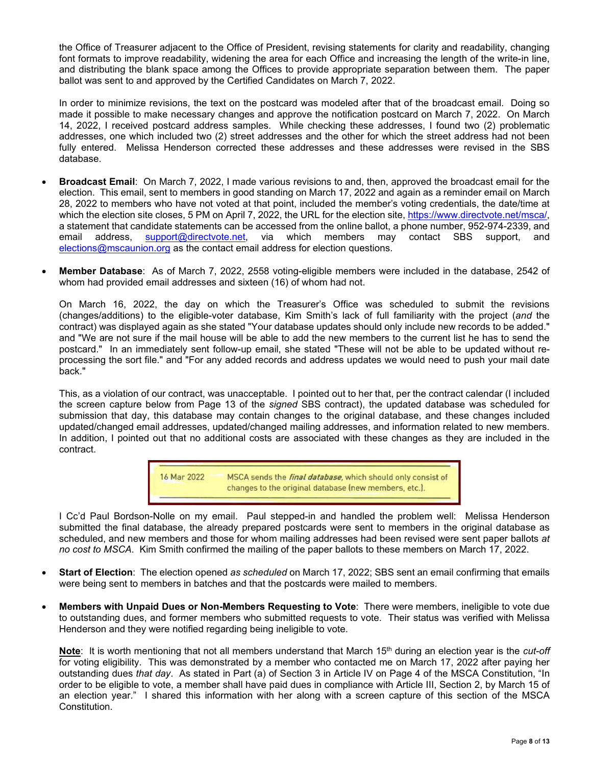the Office of Treasurer adjacent to the Office of President, revising statements for clarity and readability, changing font formats to improve readability, widening the area for each Office and increasing the length of the write-in line, and distributing the blank space among the Offices to provide appropriate separation between them. The paper ballot was sent to and approved by the Certified Candidates on March 7, 2022.

In order to minimize revisions, the text on the postcard was modeled after that of the broadcast email. Doing so made it possible to make necessary changes and approve the notification postcard on March 7, 2022. On March 14, 2022, I received postcard address samples. While checking these addresses, I found two (2) problematic addresses, one which included two (2) street addresses and the other for which the street address had not been fully entered. Melissa Henderson corrected these addresses and these addresses were revised in the SBS database.

- **Broadcast Email**: On March 7, 2022, I made various revisions to and, then, approved the broadcast email for the election. This email, sent to members in good standing on March 17, 2022 and again as a reminder email on March 28, 2022 to members who have not voted at that point, included the member's voting credentials, the date/time at which the election site closes, 5 PM on April 7, 2022, the URL for the election site, https://www.directvote.net/msca/, a statement that candidate statements can be accessed from the online ballot, a phone number, 952-974-2339, and email address, support@directvote.net, via which members may contact SBS support, and elections@mscaunion.org as the contact email address for election questions.

- **Member Database**: As of March 7, 2022, 2558 voting-eligible members were included in the database, 2542 of whom had provided email addresses and sixteen (16) of whom had not.

  On March 16, 2022, the day on which the Treasurer's Office was scheduled to submit the revisions (changes/additions) to the eligible-voter database, Kim Smith's lack of full familiarity with the project (*and* the contract) was displayed again as she stated "Your database updates should only include new records to be added." and "We are not sure if the mail house will be able to add the new members to the current list he has to send the postcard." In an immediately sent follow-up email, she stated "These will not be able to be updated without re-processing the sort file." and "For any added records and address updates we would need to push your mail date back."

  This, as a violation of our contract, was unacceptable. I pointed out to her that, per the contract calendar (I included the screen capture below from Page 13 of the *signed* SBS contract), the updated database was scheduled for submission that day, this database may contain changes to the original database, and these changes included updated/changed email addresses, updated/changed mailing addresses, and information related to new members. In addition, I pointed out that no additional costs are associated with these changes as they are included in the contract.

  | | |
  |---|---|
  | 16 Mar 2022 | MSCA sends the *final database*, which should only consist of changes to the original database (new members, etc.). |

  I Cc'd Paul Bordson-Nolle on my email. Paul stepped-in and handled the problem well: Melissa Henderson submitted the final database, the already prepared postcards were sent to members in the original database as scheduled, and new members and those for whom mailing addresses had been revised were sent paper ballots *at no cost to MSCA*. Kim Smith confirmed the mailing of the paper ballots to these members on March 17, 2022.

- **Start of Election**: The election opened *as scheduled* on March 17, 2022; SBS sent an email confirming that emails were being sent to members in batches and that the postcards were mailed to members.

- **Members with Unpaid Dues or Non-Members Requesting to Vote**: There were members, ineligible to vote due to outstanding dues, and former members who submitted requests to vote. Their status was verified with Melissa Henderson and they were notified regarding being ineligible to vote.

  **<u>Note</u>**: It is worth mentioning that not all members understand that March 15th during an election year is the *cut-off* for voting eligibility. This was demonstrated by a member who contacted me on March 17, 2022 after paying her outstanding dues *that day*. As stated in Part (a) of Section 3 in Article IV on Page 4 of the MSCA Constitution, "In order to be eligible to vote, a member shall have paid dues in compliance with Article III, Section 2, by March 15 of an election year." I shared this information with her along with a screen capture of this section of the MSCA Constitution.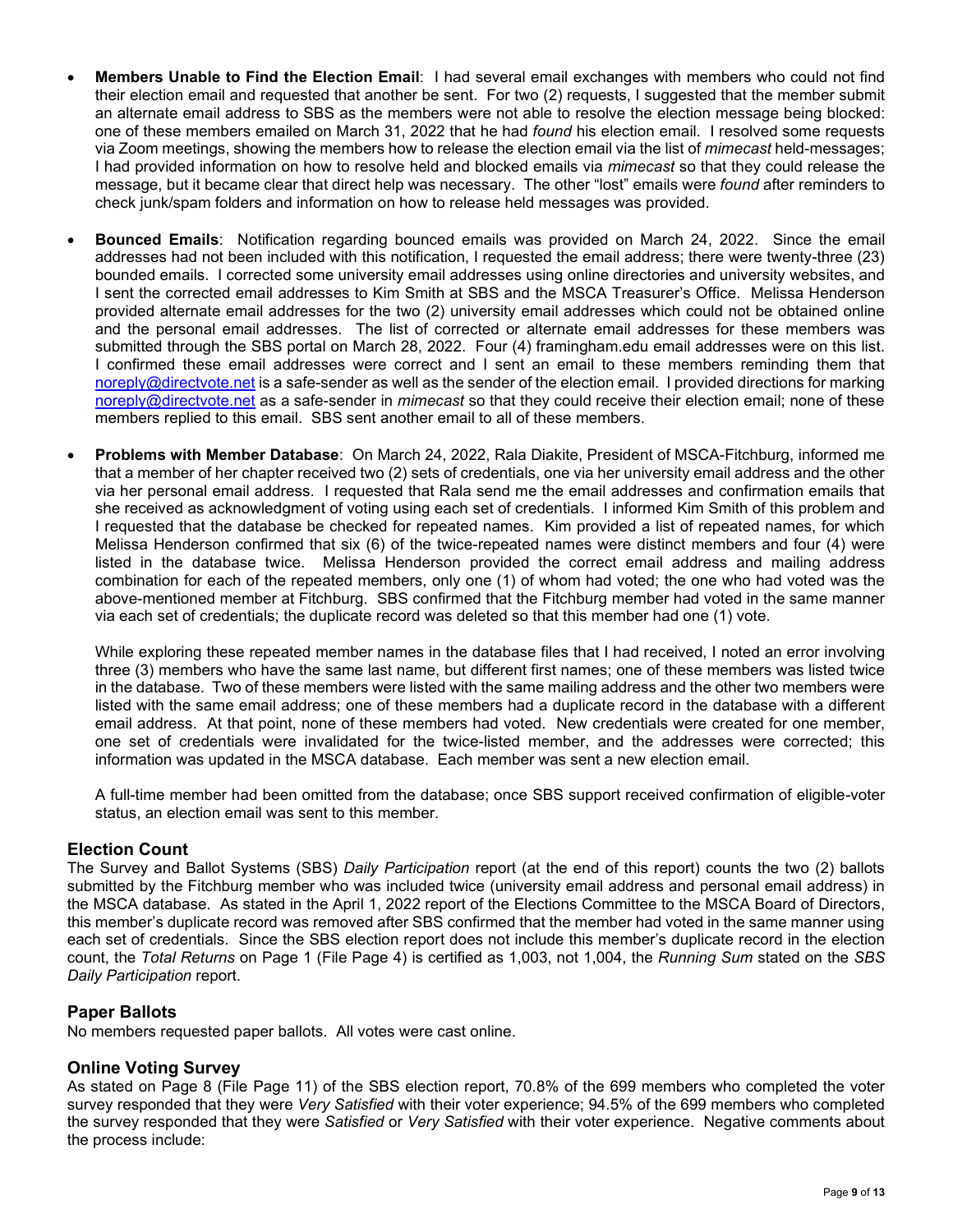- **Members Unable to Find the Election Email**: I had several email exchanges with members who could not find their election email and requested that another be sent. For two (2) requests, I suggested that the member submit an alternate email address to SBS as the members were not able to resolve the election message being blocked: one of these members emailed on March 31, 2022 that he had *found* his election email. I resolved some requests via Zoom meetings, showing the members how to held release the election email via the list of *mimecast* held-messages; I had provided information on how to resolve held and blocked emails via *mimecast* so that they could release the message, but it became clear that direct help was necessary. The other "lost" emails were *found* after reminders to check junk/spam folders and information on how to release held messages was provided.

- **Bounced Emails**: Notification regarding bounced emails was provided on March 24, 2022. Since the email addresses had not been included with this notification, I requested the email address; there were twenty-three (23) bounded emails. I corrected some university email addresses using online directories and university websites, and I sent the corrected email addresses to Kim Smith at SBS and the MSCA Treasurer's Office. Melissa Henderson provided alternate email addresses for the two (2) university email addresses which could not be obtained online and the personal email addresses. The list of corrected or alternate email addresses for these members was submitted through the SBS portal on March 28, 2022. Four (4) framingham.edu email addresses were on this list. I confirmed these email addresses were correct and I sent an email to these members reminding them that noreply@directvote.net is a safe-sender as well as the sender of the election email. I provided directions for marking noreply@directvote.net as a safe-sender in *mimecast* so that they could receive their election email; none of these members replied to this email. SBS sent another email to all of these members.

- **Problems with Member Database**: On March 24, 2022, Rala Diakite, President of MSCA-Fitchburg, informed me that a member of her chapter received two (2) sets of credentials, one via her university email address and the other via her personal email address. I requested that Rala send me the email addresses and confirmation emails that she received as acknowledgment of voting using each set of credentials. I informed Kim Smith of this problem and I requested that the database be checked for repeated names. Kim provided a list of repeated names, for which Melissa Henderson confirmed that six (6) of the twice-repeated names were distinct members and four (4) were listed in the database twice. Melissa Henderson provided the correct email address and mailing address combination for each of the repeated members, only one (1) of whom had voted; the one who had voted was the above-mentioned member at Fitchburg. SBS confirmed that the Fitchburg member had voted in the same manner via each set of credentials; the duplicate record was deleted so that this member had one (1) vote.

  While exploring these repeated member names in the database files that I had received, I noted an error involving three (3) members who have the same last name, but different first names; one of these members was listed twice in the database. Two of these members were listed with the same mailing address and the other two members were listed with the same email address; one of these members had a duplicate record in the database with a different email address. At that point, none of these members had voted. New credentials were created for one member, one set of credentials were invalidated for the twice-listed member, and the addresses were corrected; this information was updated in the MSCA database. Each member was sent a new election email.

  A full-time member had been omitted from the database; once SBS support received confirmation of eligible-voter status, an election email was sent to this member.

## Election Count

The Survey and Ballot Systems (SBS) *Daily Participation* report (at the end of this report) counts the two (2) ballots submitted by the Fitchburg member who was included twice (university email address and personal email address) in the MSCA database. As stated in the April 1, 2022 report of the Elections Committee to the MSCA Board of Directors, this member's duplicate record was removed after SBS confirmed that the member had voted in the same manner using each set of credentials. Since the SBS election report does not include this member's duplicate record in the election count, the *Total Returns* on Page 1 (File Page 4) is certified as 1,003, not 1,004, the *Running Sum* stated on the *SBS Daily Participation* report.

## Paper Ballots

No members requested paper ballots. All votes were cast online.

## Online Voting Survey

As stated on Page 8 (File Page 11) of the SBS election report, 70.8% of the 699 members who completed the voter survey responded that they were *Very Satisfied* with their voter experience; 94.5% of the 699 members who completed the survey responded that they were *Satisfied* or *Very Satisfied* with their voter experience. Negative comments about the process include: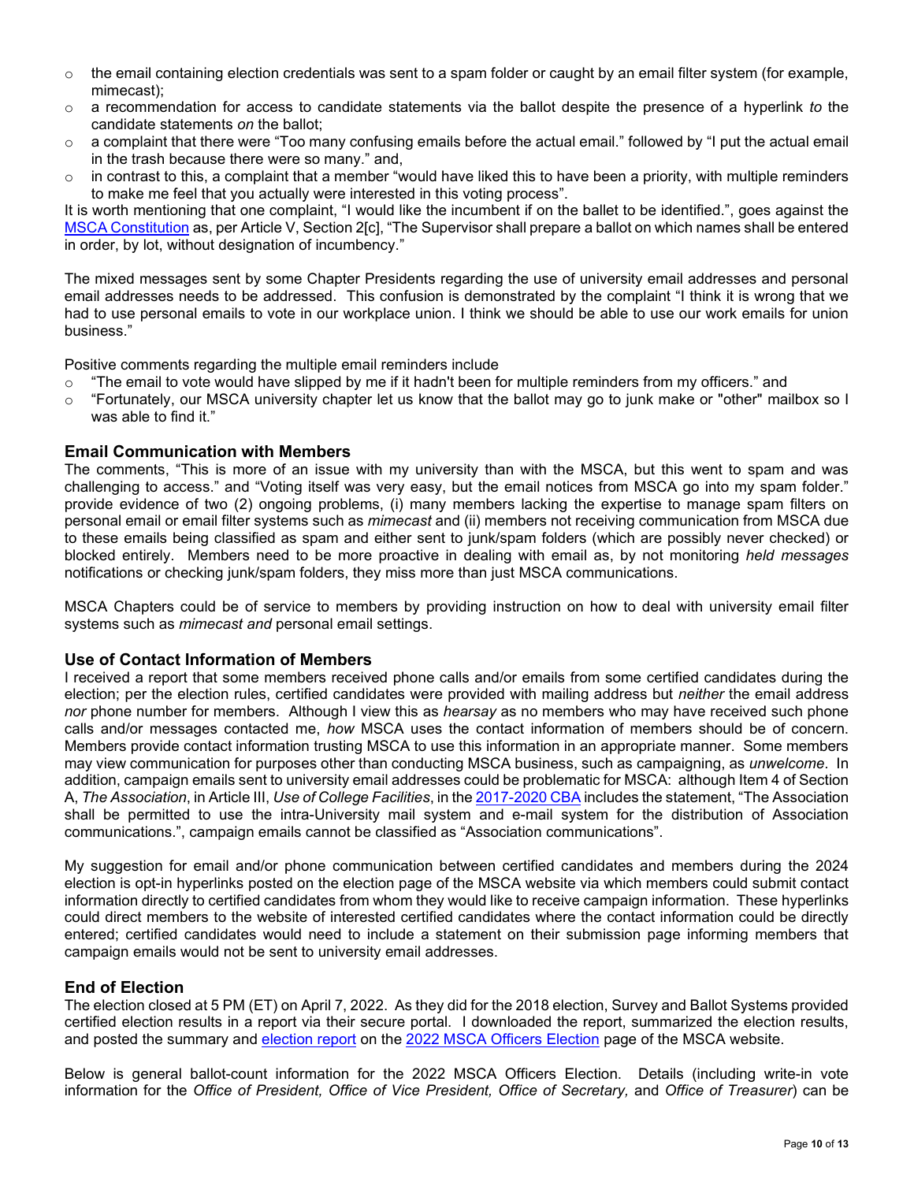- the email containing election credentials was sent to a spam folder or caught by an email filter system (for example, mimecast);
- a recommendation for access to candidate statements via the ballot despite the presence of a hyperlink *to* the candidate statements *on* the ballot;
- a complaint that there were "Too many confusing emails before the actual email." followed by "I put the actual email in the trash because there were so many." and,
- in contrast to this, a complaint that a member "would have liked this to have been a priority, with multiple reminders to make me feel that you actually were interested in this voting process".

It is worth mentioning that one complaint, "I would like the incumbent if on the ballet to be identified.", goes against the MSCA Constitution as, per Article V, Section 2[c], "The Supervisor shall prepare a ballot on which names shall be entered in order, by lot, without designation of incumbency."

The mixed messages sent by some Chapter Presidents regarding the use of university email addresses and personal email addresses needs to be addressed. This confusion is demonstrated by the complaint "I think it is wrong that we had to use personal emails to vote in our workplace union. I think we should be able to use our work emails for union business."

Positive comments regarding the multiple email reminders include

- "The email to vote would have slipped by me if it hadn't been for multiple reminders from my officers." and
- "Fortunately, our MSCA university chapter let us know that the ballot may go to junk make or "other" mailbox so I was able to find it."

## Email Communication with Members

The comments, "This is more of an issue with my university than with the MSCA, but this went to spam and was challenging to access." and "Voting itself was very easy, but the email notices from MSCA go into my spam folder." provide evidence of two (2) ongoing problems, (i) many members lacking the expertise to manage spam filters on personal email or email filter systems such as *mimecast* and (ii) members not receiving communication from MSCA due to these emails being classified as spam and either sent to junk/spam folders (which are possibly never checked) or blocked entirely. Members need to be more proactive in dealing with email as, by not monitoring *held messages* notifications or checking junk/spam folders, they miss more than just MSCA communications.

MSCA Chapters could be of service to members by providing instruction on how to deal with university email filter systems such as *mimecast and* personal email settings.

## Use of Contact Information of Members

I received a report that some members received phone calls and/or emails from some certified candidates during the election; per the election rules, certified candidates were provided with mailing address but *neither* the email address *nor* phone number for members. Although I view this as *hearsay* as no members who may have received such phone calls and/or messages contacted me, *how* MSCA uses the contact information of members should be of concern. Members provide contact information trusting MSCA to use this information in an appropriate manner. Some members may view communication for purposes other than conducting MSCA business, such as campaigning, as *unwelcome*. In addition, campaign emails sent to university email addresses could be problematic for MSCA: although Item 4 of Section A, *The Association*, in Article III, *Use of College Facilities*, in the 2017-2020 CBA includes the statement, "The Association shall be permitted to use the intra-University mail system and e-mail system for the distribution of Association communications.", campaign emails cannot be classified as "Association communications".

My suggestion for email and/or phone communication between certified candidates and members during the 2024 election is opt-in hyperlinks posted on the election page of the MSCA website via which members could submit contact information directly to certified candidates from whom they would like to receive campaign information. These hyperlinks could direct members to the website of interested certified candidates where the contact information could be directly entered; certified candidates would need to include a statement on their submission page informing members that campaign emails would not be sent to university email addresses.

## End of Election

The election closed at 5 PM (ET) on April 7, 2022. As they did for the 2018 election, Survey and Ballot Systems provided certified election results in a report via their secure portal. I downloaded the report, summarized the election results, and posted the summary and election report on the 2022 MSCA Officers Election page of the MSCA website.

Below is general ballot-count information for the 2022 MSCA Officers Election. Details (including write-in vote information for the *Office of President, Office of Vice President, Office of Secretary,* and *Office of Treasurer*) can be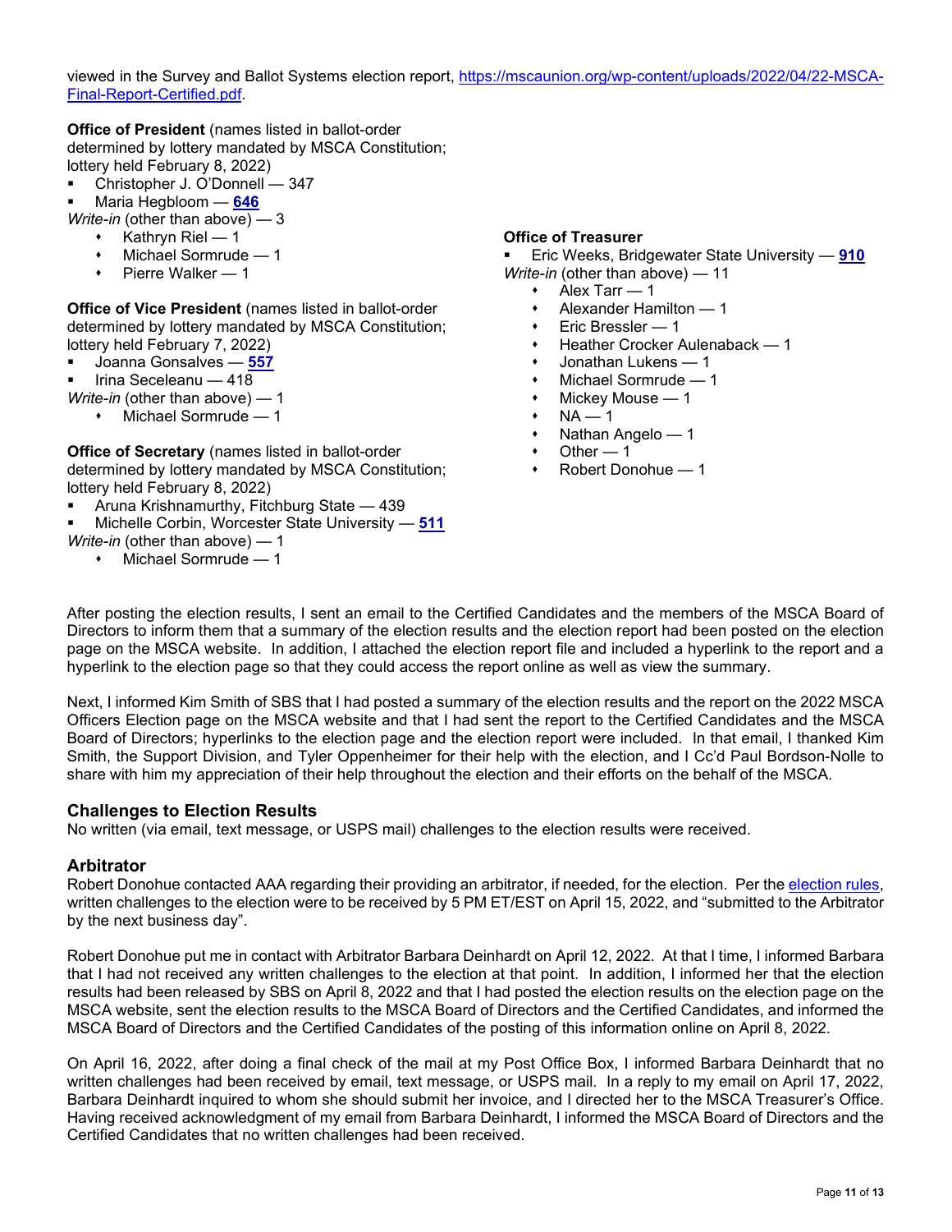viewed in the Survey and Ballot Systems election report, [https://mscaunion.org/wp-content/uploads/2022/04/22-MSCA-Final-Report-Certified.pdf](https://mscaunion.org/wp-content/uploads/2022/04/22-MSCA-Final-Report-Certified.pdf).

**Office of President** (names listed in ballot-order determined by lottery mandated by MSCA Constitution; lottery held February 8, 2022)

- Christopher J. O'Donnell — 347
- Maria Hegbloom — **646**

*Write-in* (other than above) — 3

- Kathryn Riel — 1
- Michael Sormrude — 1
- Pierre Walker — 1

**Office of Vice President** (names listed in ballot-order determined by lottery mandated by MSCA Constitution; lottery held February 7, 2022)

- Joanna Gonsalves — **557**
- Irina Seceleanu — 418

*Write-in* (other than above) — 1

- Michael Sormrude — 1

**Office of Secretary** (names listed in ballot-order determined by lottery mandated by MSCA Constitution; lottery held February 8, 2022)

- Aruna Krishnamurthy, Fitchburg State — 439
- Michelle Corbin, Worcester State University — **511**

*Write-in* (other than above) — 1

- Michael Sormrude — 1

**Office of Treasurer**

- Eric Weeks, Bridgewater State University — **910**

*Write-in* (other than above) — 11

- Alex Tarr — 1
- Alexander Hamilton — 1
- Eric Bressler — 1
- Heather Crocker Aulenaback — 1
- Jonathan Lukens — 1
- Michael Sormrude — 1
- Mickey Mouse — 1
- NA — 1
- Nathan Angelo — 1
- Other — 1
- Robert Donohue — 1

After posting the election results, I sent an email to the Certified Candidates and the members of the MSCA Board of Directors to inform them that a summary of the election results and the election report had been posted on the election page on the MSCA website. In addition, I attached the election report file and included a hyperlink to the report and a hyperlink to the election page so that they could access the report online as well as view the summary.

Next, I informed Kim Smith of SBS that I had posted a summary of the election results and the report on the 2022 MSCA Officers Election page on the MSCA website and that I had sent the report to the Certified Candidates and the MSCA Board of Directors; hyperlinks to the election page and the election report were included. In that email, I thanked Kim Smith, the Support Division, and Tyler Oppenheimer for their help with the election, and I Cc'd Paul Bordson-Nolle to share with him my appreciation of their help throughout the election and their efforts on the behalf of the MSCA.

## Challenges to Election Results

No written (via email, text message, or USPS mail) challenges to the election results were received.

## Arbitrator

Robert Donohue contacted AAA regarding their providing an arbitrator, if needed, for the election. Per the election rules, written challenges to the election were to be received by 5 PM ET/EST on April 15, 2022, and "submitted to the Arbitrator by the next business day".

Robert Donohue put me in contact with Arbitrator Barbara Deinhardt on April 12, 2022. At that I time, I informed Barbara that I had not received any written challenges to the election at that point. In addition, I informed her that the election results had been released by SBS on April 8, 2022 and that I had posted the election results on the election page on the MSCA website, sent the election results to the MSCA Board of Directors and the Certified Candidates, and informed the MSCA Board of Directors and the Certified Candidates of the posting of this information online on April 8, 2022.

On April 16, 2022, after doing a final check of the mail at my Post Office Box, I informed Barbara Deinhardt that no written challenges had been received by email, text message, or USPS mail. In a reply to my email on April 17, 2022, Barbara Deinhardt inquired to whom she should submit her invoice, and I directed her to the MSCA Treasurer's Office. Having received acknowledgment of my email from Barbara Deinhardt, I informed the MSCA Board of Directors and the Certified Candidates that no written challenges had been received.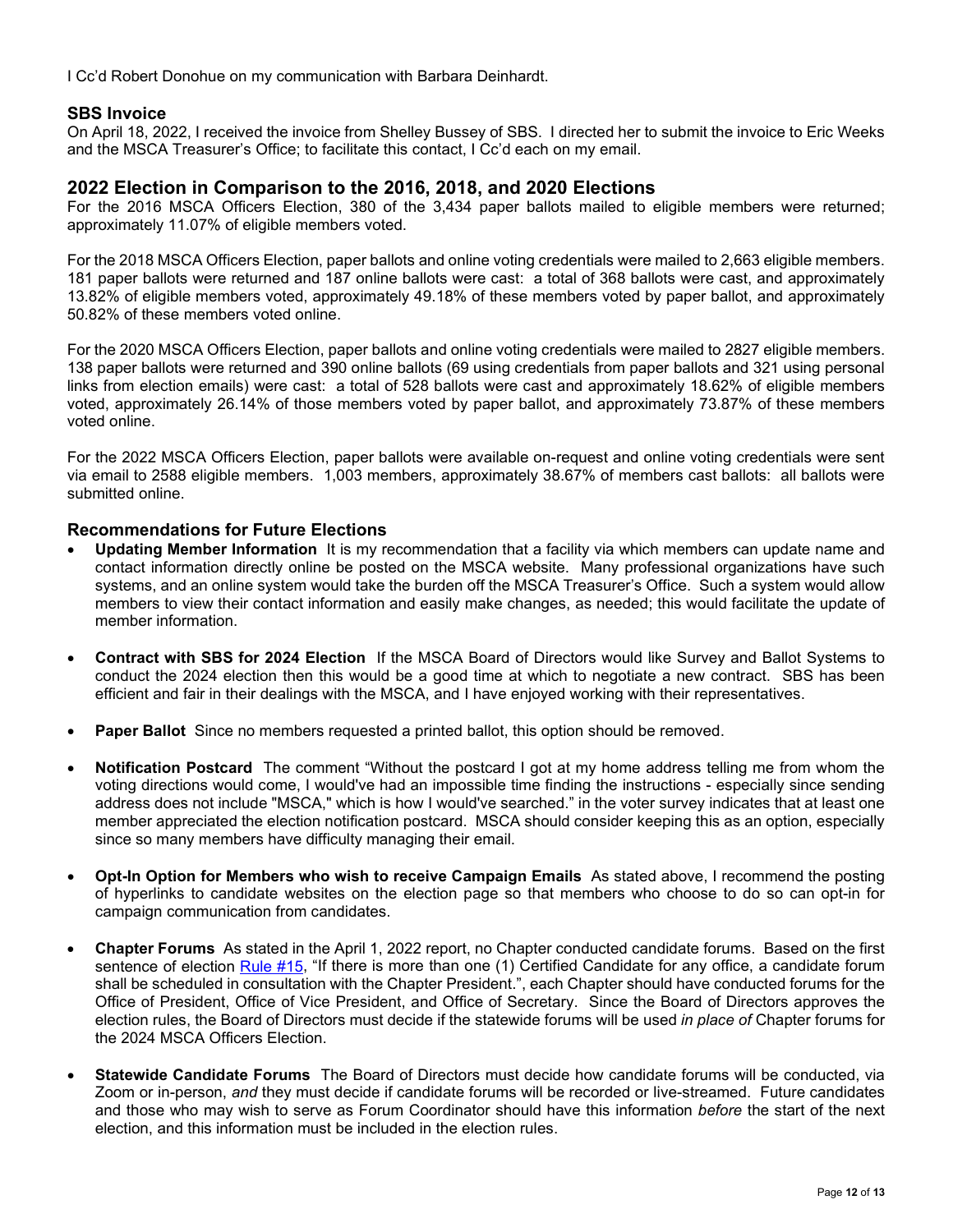I Cc'd Robert Donohue on my communication with Barbara Deinhardt.

### SBS Invoice

On April 18, 2022, I received the invoice from Shelley Bussey of SBS. I directed her to submit the invoice to Eric Weeks and the MSCA Treasurer's Office; to facilitate this contact, I Cc'd each on my email.

## 2022 Election in Comparison to the 2016, 2018, and 2020 Elections

For the 2016 MSCA Officers Election, 380 of the 3,434 paper ballots mailed to eligible members were returned; approximately 11.07% of eligible members voted.

For the 2018 MSCA Officers Election, paper ballots and online voting credentials were mailed to 2,663 eligible members. 181 paper ballots were returned and 187 online ballots were cast: a total of 368 ballots were cast, and approximately 13.82% of eligible members voted, approximately 49.18% of these members voted by paper ballot, and approximately 50.82% of these members voted online.

For the 2020 MSCA Officers Election, paper ballots and online voting credentials were mailed to 2827 eligible members. 138 paper ballots were returned and 390 online ballots (69 using credentials from paper ballots and 321 using personal links from election emails) were cast: a total of 528 ballots were cast and approximately 18.62% of eligible members voted, approximately 26.14% of those members voted by paper ballot, and approximately 73.87% of these members voted online.

For the 2022 MSCA Officers Election, paper ballots were available on-request and online voting credentials were sent via email to 2588 eligible members. 1,003 members, approximately 38.67% of members cast ballots: all ballots were submitted online.

### Recommendations for Future Elections

- **Updating Member Information** It is my recommendation that a facility via which members can update name and contact information directly online be posted on the MSCA website. Many professional organizations have such systems, and an online system would take the burden off the MSCA Treasurer's Office. Such a system would allow members to view their contact information and easily make changes, as needed; this would facilitate the update of member information.

- **Contract with SBS for 2024 Election** If the MSCA Board of Directors would like Survey and Ballot Systems to conduct the 2024 election then this would be a good time at which to negotiate a new contract. SBS has been efficient and fair in their dealings with the MSCA, and I have enjoyed working with their representatives.

- **Paper Ballot** Since no members requested a printed ballot, this option should be removed.

- **Notification Postcard** The comment "Without the postcard I got at my home address telling me from whom the voting directions would come, I would've had an impossible time finding the instructions - especially since sending address does not include "MSCA," which is how I would've searched." in the voter survey indicates that at least one member appreciated the election notification postcard. MSCA should consider keeping this as an option, especially since so many members have difficulty managing their email.

- **Opt-In Option for Members who wish to receive Campaign Emails** As stated above, I recommend the posting of hyperlinks to candidate websites on the election page so that members who choose to do so can opt-in for campaign communication from candidates.

- **Chapter Forums** As stated in the April 1, 2022 report, no Chapter conducted candidate forums. Based on the first sentence of election Rule #15, "If there is more than one (1) Certified Candidate for any office, a candidate forum shall be scheduled in consultation with the Chapter President.", each Chapter should have conducted forums for the Office of President, Office of Vice President, and Office of Secretary. Since the Board of Directors approves the election rules, the Board of Directors must decide if the statewide forums will be used *in place of* Chapter forums for the 2024 MSCA Officers Election.

- **Statewide Candidate Forums** The Board of Directors must decide how candidate forums will be conducted, via Zoom or in-person, *and* they must decide if candidate forums will be recorded or live-streamed. Future candidates and those who may wish to serve as Forum Coordinator should have this information *before* the start of the next election, and this information must be included in the election rules.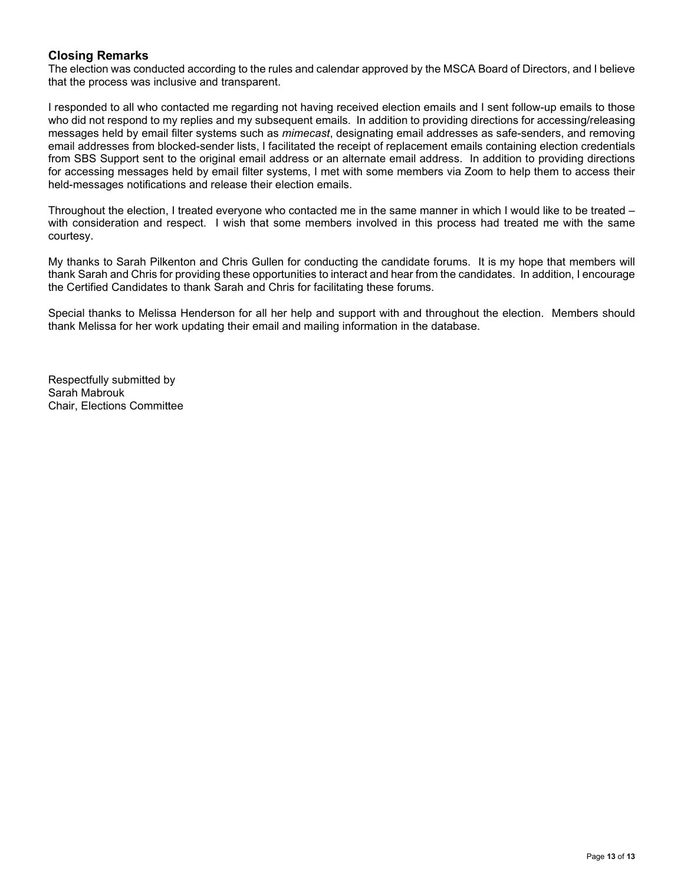## Closing Remarks

The election was conducted according to the rules and calendar approved by the MSCA Board of Directors, and I believe that the process was inclusive and transparent.

I responded to all who contacted me regarding not having received election emails and I sent follow-up emails to those who did not respond to my replies and my subsequent emails. In addition to providing directions for accessing/releasing messages held by email filter systems such as *mimecast*, designating email addresses as safe-senders, and removing email addresses from blocked-sender lists, I facilitated the receipt of replacement emails containing election credentials from SBS Support sent to the original email address or an alternate email address. In addition to providing directions for accessing messages held by email filter systems, I met with some members via Zoom to help them to access their held-messages notifications and release their election emails.

Throughout the election, I treated everyone who contacted me in the same manner in which I would like to be treated – with consideration and respect. I wish that some members involved in this process had treated me with the same courtesy.

My thanks to Sarah Pilkenton and Chris Gullen for conducting the candidate forums. It is my hope that members will thank Sarah and Chris for providing these opportunities to interact and hear from the candidates. In addition, I encourage the Certified Candidates to thank Sarah and Chris for facilitating these forums.

Special thanks to Melissa Henderson for all her help and support with and throughout the election. Members should thank Melissa for her work updating their email and mailing information in the database.

Respectfully submitted by
Sarah Mabrouk
Chair, Elections Committee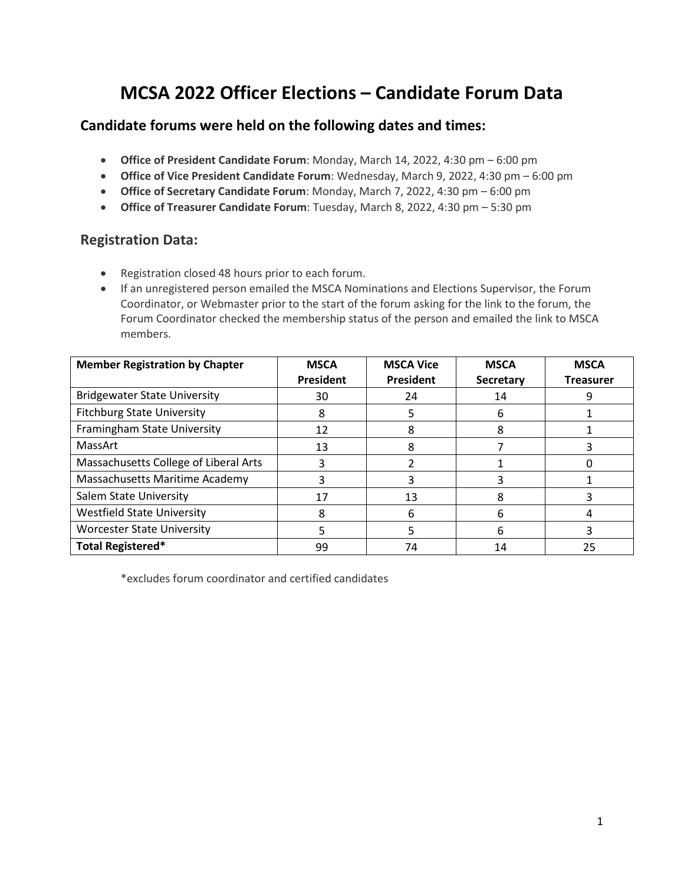# MCSA 2022 Officer Elections – Candidate Forum Data

## Candidate forums were held on the following dates and times:

- **Office of President Candidate Forum**: Monday, March 14, 2022, 4:30 pm – 6:00 pm
- **Office of Vice President Candidate Forum**: Wednesday, March 9, 2022, 4:30 pm – 6:00 pm
- **Office of Secretary Candidate Forum**: Monday, March 7, 2022, 4:30 pm – 6:00 pm
- **Office of Treasurer Candidate Forum**: Tuesday, March 8, 2022, 4:30 pm – 5:30 pm

## Registration Data:

- Registration closed 48 hours prior to each forum.
- If an unregistered person emailed the MSCA Nominations and Elections Supervisor, the Forum Coordinator, or Webmaster prior to the start of the forum asking for the link to the forum, the Forum Coordinator checked the membership status of the person and emailed the link to MSCA members.

| Member Registration by Chapter | MSCA President | MSCA Vice President | MSCA Secretary | MSCA Treasurer |
|---|---|---|---|---|
| Bridgewater State University | 30 | 24 | 14 | 9 |
| Fitchburg State University | 8 | 5 | 6 | 1 |
| Framingham State University | 12 | 8 | 8 | 1 |
| MassArt | 13 | 8 | 7 | 3 |
| Massachusetts College of Liberal Arts | 3 | 2 | 1 | 0 |
| Massachusetts Maritime Academy | 3 | 3 | 3 | 1 |
| Salem State University | 17 | 13 | 8 | 3 |
| Westfield State University | 8 | 6 | 6 | 4 |
| Worcester State University | 5 | 5 | 6 | 3 |
| **Total Registered*** | 99 | 74 | 14 | 25 |

*excludes forum coordinator and certified candidates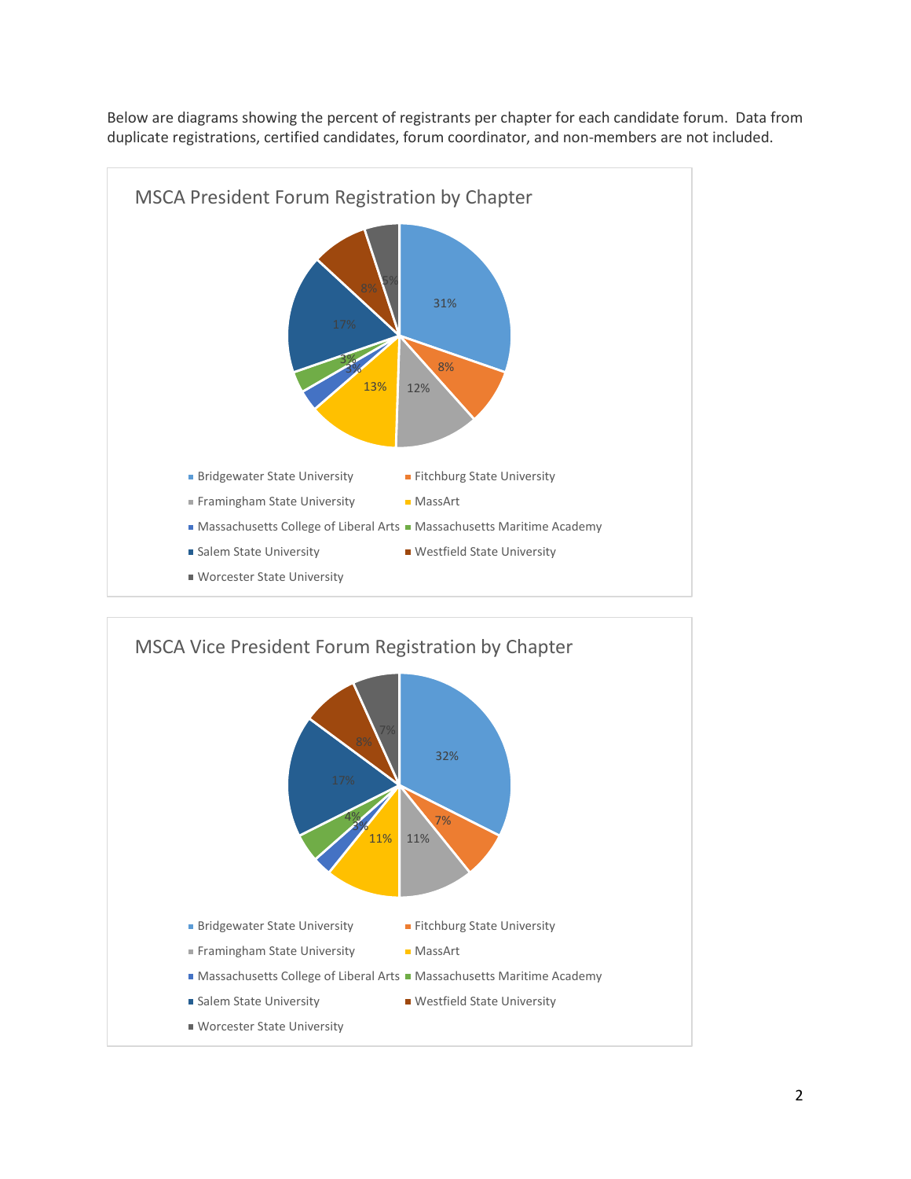Below are diagrams showing the percent of registrants per chapter for each candidate forum. Data from duplicate registrations, certified candidates, forum coordinator, and non-members are not included.

## MSCA President Forum Registration by Chapter

| Chapter | Percent |
| --- | --- |
| Bridgewater State University | 31% |
| Fitchburg State University | 8% |
| Framingham State University | 12% |
| MassArt | 13% |
| Massachusetts College of Liberal Arts | 3% |
| Massachusetts Maritime Academy | 3% |
| Salem State University | 17% |
| Westfield State University | 8% |
| Worcester State University | 5% |

## MSCA Vice President Forum Registration by Chapter

| Chapter | Percent |
| --- | --- |
| Bridgewater State University | 32% |
| Fitchburg State University | 7% |
| Framingham State University | 11% |
| MassArt | 11% |
| Massachusetts College of Liberal Arts | 3% |
| Massachusetts Maritime Academy | 4% |
| Salem State University | 17% |
| Westfield State University | 8% |
| Worcester State University | 7% |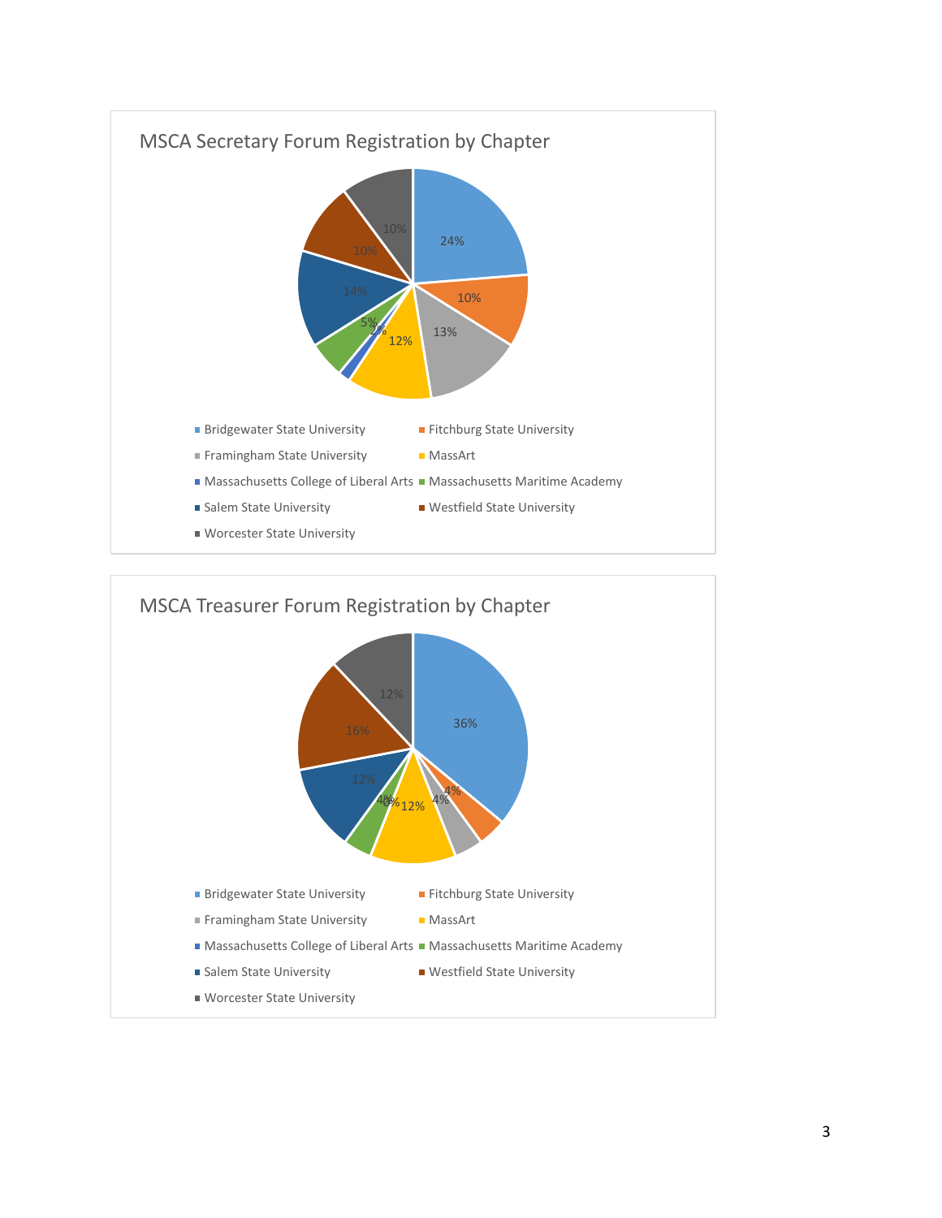## MSCA Secretary Forum Registration by Chapter

| Chapter | Percentage |
|---|---|
| Bridgewater State University | 24% |
| Fitchburg State University | 10% |
| Framingham State University | 13% |
| MassArt | 12% |
| Massachusetts College of Liberal Arts | 2% |
| Massachusetts Maritime Academy | 5% |
| Salem State University | 14% |
| Westfield State University | 10% |
| Worcester State University | 10% |

## MSCA Treasurer Forum Registration by Chapter

| Chapter | Percentage |
|---|---|
| Bridgewater State University | 36% |
| Fitchburg State University | 4% |
| Framingham State University | 4% |
| MassArt | 12% |
| Massachusetts College of Liberal Arts | 0% |
| Massachusetts Maritime Academy | 4% |
| Salem State University | 12% |
| Westfield State University | 16% |
| Worcester State University | 12% |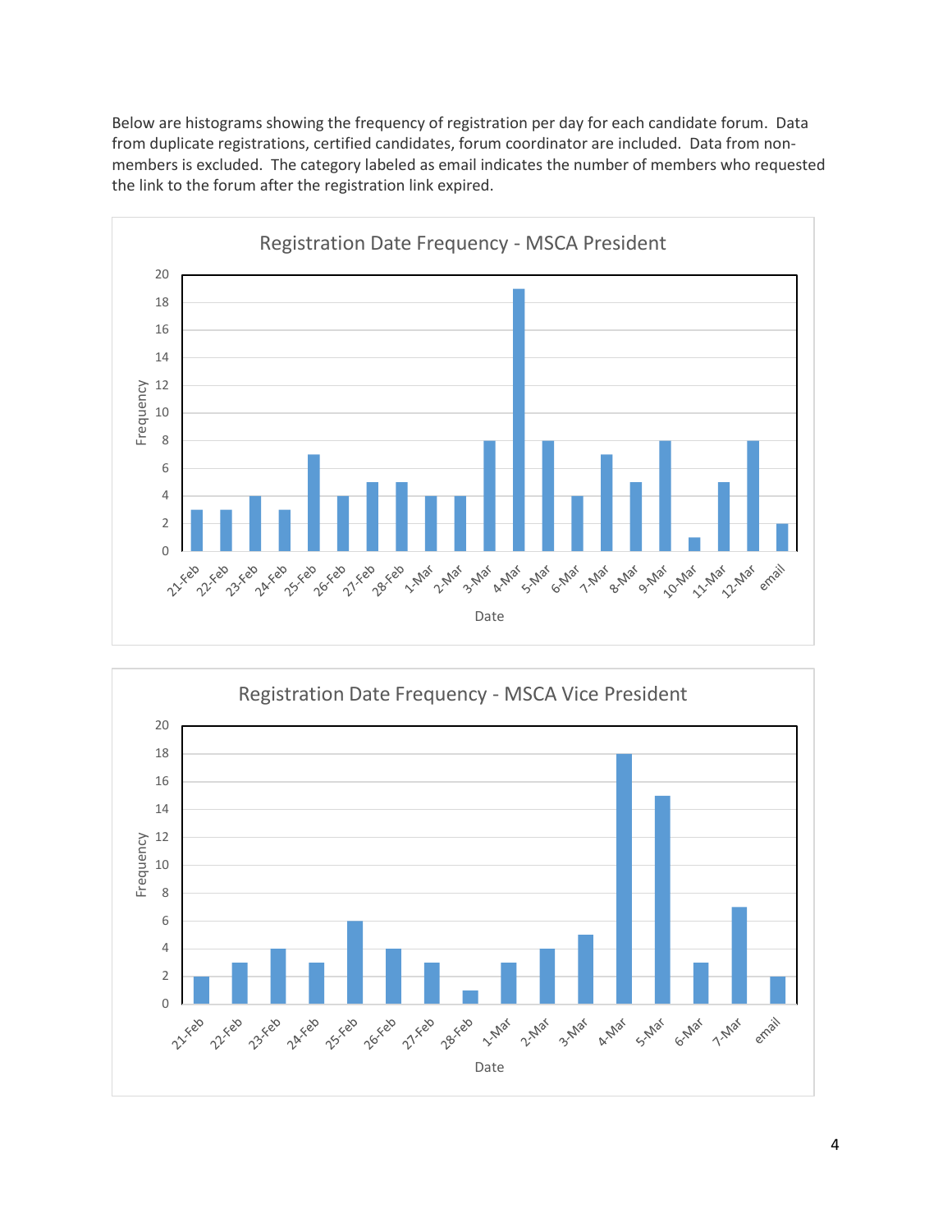Below are histograms showing the frequency of registration per day for each candidate forum. Data from duplicate registrations, certified candidates, forum coordinator are included. Data from non-members is excluded. The category labeled as email indicates the number of members who requested the link to the forum after the registration link expired.

**Registration Date Frequency - MSCA President**

| Date | Frequency |
|---|---|
| 21-Feb | 3 |
| 22-Feb | 3 |
| 23-Feb | 4 |
| 24-Feb | 3 |
| 25-Feb | 7 |
| 26-Feb | 4 |
| 27-Feb | 5 |
| 28-Feb | 5 |
| 1-Mar | 4 |
| 2-Mar | 4 |
| 3-Mar | 8 |
| 4-Mar | 19 |
| 5-Mar | 8 |
| 6-Mar | 4 |
| 7-Mar | 7 |
| 8-Mar | 5 |
| 9-Mar | 8 |
| 10-Mar | 1 |
| 11-Mar | 5 |
| 12-Mar | 8 |
| email | 2 |

**Registration Date Frequency - MSCA Vice President**

| Date | Frequency |
|---|---|
| 21-Feb | 2 |
| 22-Feb | 3 |
| 23-Feb | 4 |
| 24-Feb | 3 |
| 25-Feb | 6 |
| 26-Feb | 4 |
| 27-Feb | 3 |
| 28-Feb | 1 |
| 1-Mar | 3 |
| 2-Mar | 4 |
| 3-Mar | 5 |
| 4-Mar | 18 |
| 5-Mar | 15 |
| 6-Mar | 3 |
| 7-Mar | 7 |
| email | 2 |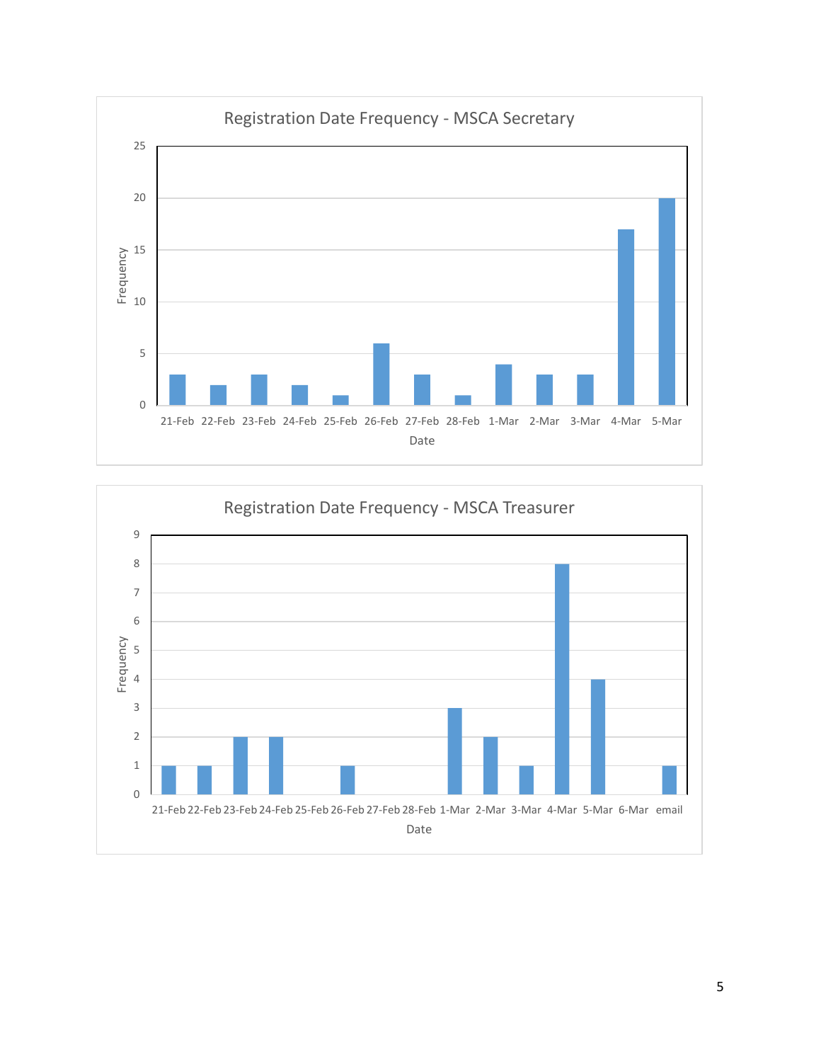**Registration Date Frequency - MSCA Secretary**

| Date | Frequency |
|---|---|
| 21-Feb | 3 |
| 22-Feb | 2 |
| 23-Feb | 3 |
| 24-Feb | 2 |
| 25-Feb | 1 |
| 26-Feb | 6 |
| 27-Feb | 3 |
| 28-Feb | 1 |
| 1-Mar | 4 |
| 2-Mar | 3 |
| 3-Mar | 3 |
| 4-Mar | 17 |
| 5-Mar | 20 |

**Registration Date Frequency - MSCA Treasurer**

| Date | Frequency |
|---|---|
| 21-Feb | 1 |
| 22-Feb | 1 |
| 23-Feb | 2 |
| 24-Feb | 2 |
| 25-Feb | 0 |
| 26-Feb | 1 |
| 27-Feb | 0 |
| 28-Feb | 0 |
| 1-Mar | 3 |
| 2-Mar | 2 |
| 3-Mar | 1 |
| 4-Mar | 8 |
| 5-Mar | 4 |
| 6-Mar | 0 |
| email | 1 |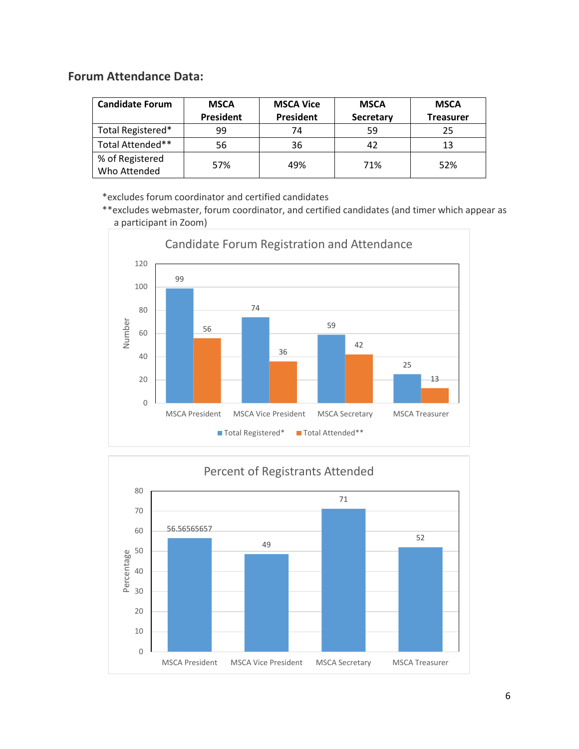## Forum Attendance Data:

| Candidate Forum | MSCA President | MSCA Vice President | MSCA Secretary | MSCA Treasurer |
|---|---|---|---|---|
| Total Registered* | 99 | 74 | 59 | 25 |
| Total Attended** | 56 | 36 | 42 | 13 |
| % of Registered Who Attended | 57% | 49% | 71% | 52% |

*excludes forum coordinator and certified candidates

**excludes webmaster, forum coordinator, and certified candidates (and timer which appear as a participant in Zoom)

**Candidate Forum Registration and Attendance**

| | Total Registered* | Total Attended** |
|---|---|---|
| MSCA President | 99 | 56 |
| MSCA Vice President | 74 | 36 |
| MSCA Secretary | 59 | 42 |
| MSCA Treasurer | 25 | 13 |

**Percent of Registrants Attended**

| | Percentage |
|---|---|
| MSCA President | 56.56565657 |
| MSCA Vice President | 49 |
| MSCA Secretary | 71 |
| MSCA Treasurer | 52 |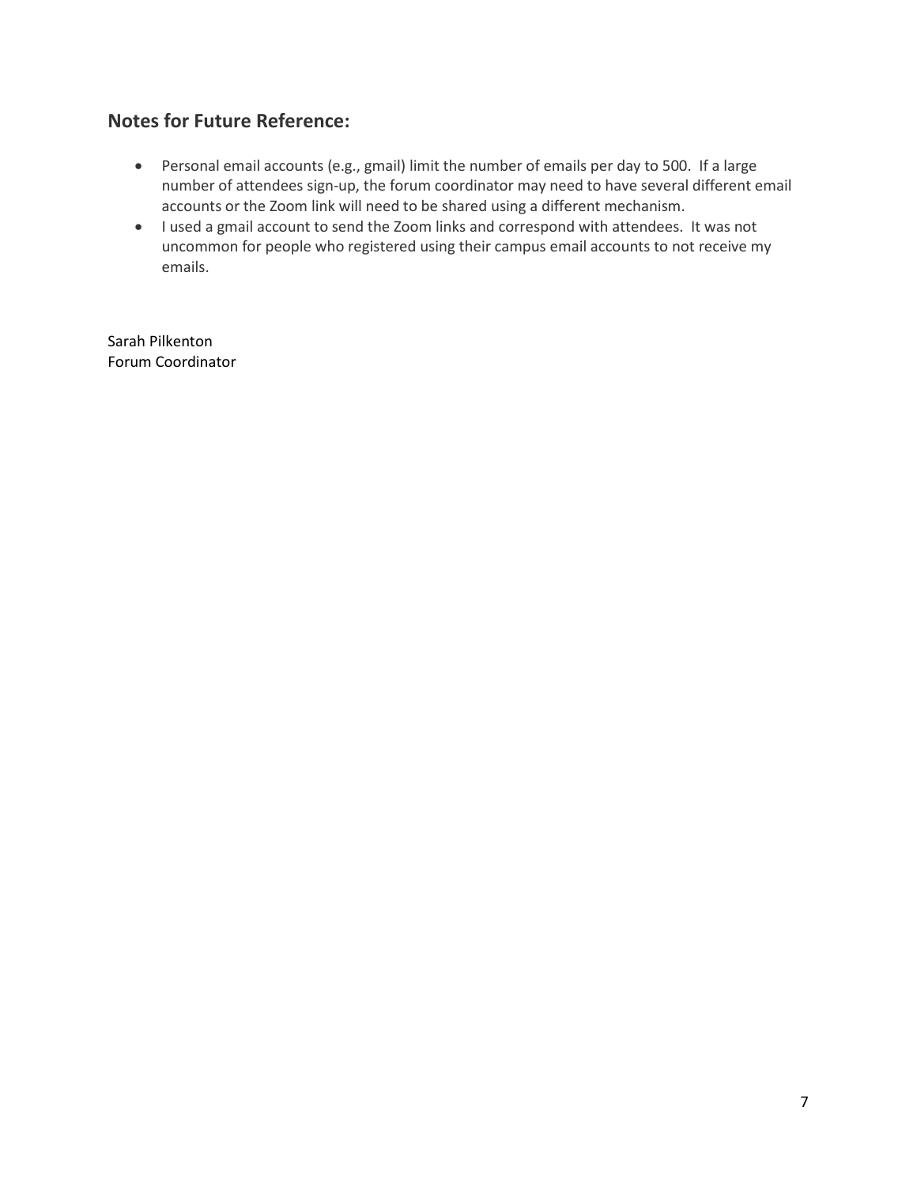## Notes for Future Reference:

- Personal email accounts (e.g., gmail) limit the number of emails per day to 500. If a large number of attendees sign-up, the forum coordinator may need to have several different email accounts or the Zoom link will need to be shared using a different mechanism.
- I used a gmail account to send the Zoom links and correspond with attendees. It was not uncommon for people who registered using their campus email accounts to not receive my emails.

Sarah Pilkenton
Forum Coordinator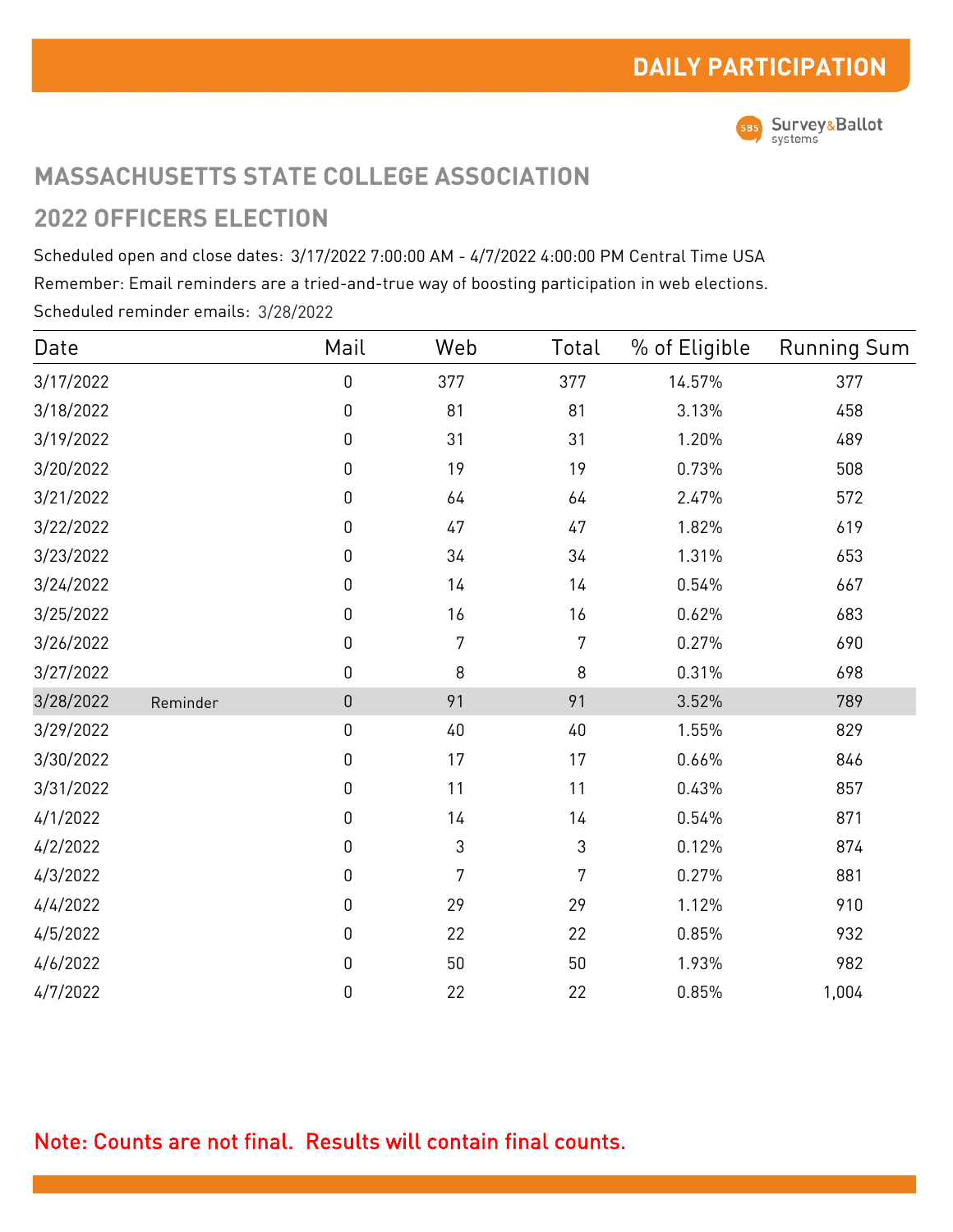# DAILY PARTICIPATION

Survey&Ballot systems

## MASSACHUSETTS STATE COLLEGE ASSOCIATION

## 2022 OFFICERS ELECTION

Scheduled open and close dates: 3/17/2022 7:00:00 AM - 4/7/2022 4:00:00 PM Central Time USA

Remember: Email reminders are a tried-and-true way of boosting participation in web elections.

Scheduled reminder emails: 3/28/2022

| Date | | Mail | Web | Total | % of Eligible | Running Sum |
|---|---|---|---|---|---|---|
| 3/17/2022 | | 0 | 377 | 377 | 14.57% | 377 |
| 3/18/2022 | | 0 | 81 | 81 | 3.13% | 458 |
| 3/19/2022 | | 0 | 31 | 31 | 1.20% | 489 |
| 3/20/2022 | | 0 | 19 | 19 | 0.73% | 508 |
| 3/21/2022 | | 0 | 64 | 64 | 2.47% | 572 |
| 3/22/2022 | | 0 | 47 | 47 | 1.82% | 619 |
| 3/23/2022 | | 0 | 34 | 34 | 1.31% | 653 |
| 3/24/2022 | | 0 | 14 | 14 | 0.54% | 667 |
| 3/25/2022 | | 0 | 16 | 16 | 0.62% | 683 |
| 3/26/2022 | | 0 | 7 | 7 | 0.27% | 690 |
| 3/27/2022 | | 0 | 8 | 8 | 0.31% | 698 |
| 3/28/2022 | Reminder | 0 | 91 | 91 | 3.52% | 789 |
| 3/29/2022 | | 0 | 40 | 40 | 1.55% | 829 |
| 3/30/2022 | | 0 | 17 | 17 | 0.66% | 846 |
| 3/31/2022 | | 0 | 11 | 11 | 0.43% | 857 |
| 4/1/2022 | | 0 | 14 | 14 | 0.54% | 871 |
| 4/2/2022 | | 0 | 3 | 3 | 0.12% | 874 |
| 4/3/2022 | | 0 | 7 | 7 | 0.27% | 881 |
| 4/4/2022 | | 0 | 29 | 29 | 1.12% | 910 |
| 4/5/2022 | | 0 | 22 | 22 | 0.85% | 932 |
| 4/6/2022 | | 0 | 50 | 50 | 1.93% | 982 |
| 4/7/2022 | | 0 | 22 | 22 | 0.85% | 1,004 |

Note: Counts are not final. Results will contain final counts.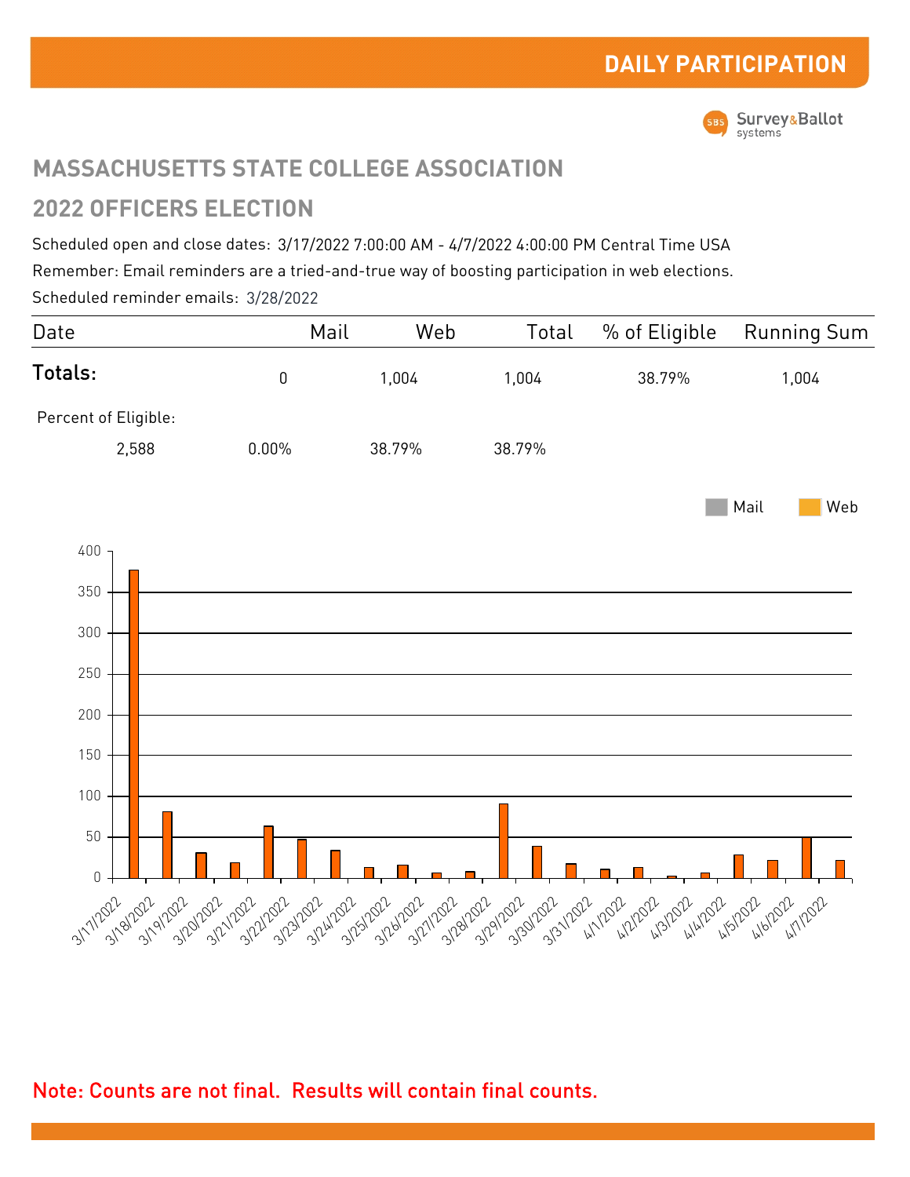# DAILY PARTICIPATION

Survey&Ballot systems

## MASSACHUSETTS STATE COLLEGE ASSOCIATION

## 2022 OFFICERS ELECTION

Scheduled open and close dates: 3/17/2022 7:00:00 AM - 4/7/2022 4:00:00 PM Central Time USA

Remember: Email reminders are a tried-and-true way of boosting participation in web elections.

Scheduled reminder emails: 3/28/2022

| Date | Mail | Web | Total | % of Eligible | Running Sum |
|---|---|---|---|---|---|
| **Totals:** | 0 | 1,004 | 1,004 | 38.79% | 1,004 |

Percent of Eligible:

| | | | |
|---|---|---|---|
| 2,588 | 0.00% | 38.79% | 38.79% |

Mail
Web

400
350
300
250
200
150
100
50
0

3/17/2022
3/18/2022
3/19/2022
3/20/2022
3/21/2022
3/22/2022
3/23/2022
3/24/2022
3/25/2022
3/26/2022
3/27/2022
3/28/2022
3/29/2022
3/30/2022
3/31/2022
4/1/2022
4/2/2022
4/3/2022
4/4/2022
4/5/2022
4/6/2022
4/7/2022

Note: Counts are not final. Results will contain final counts.